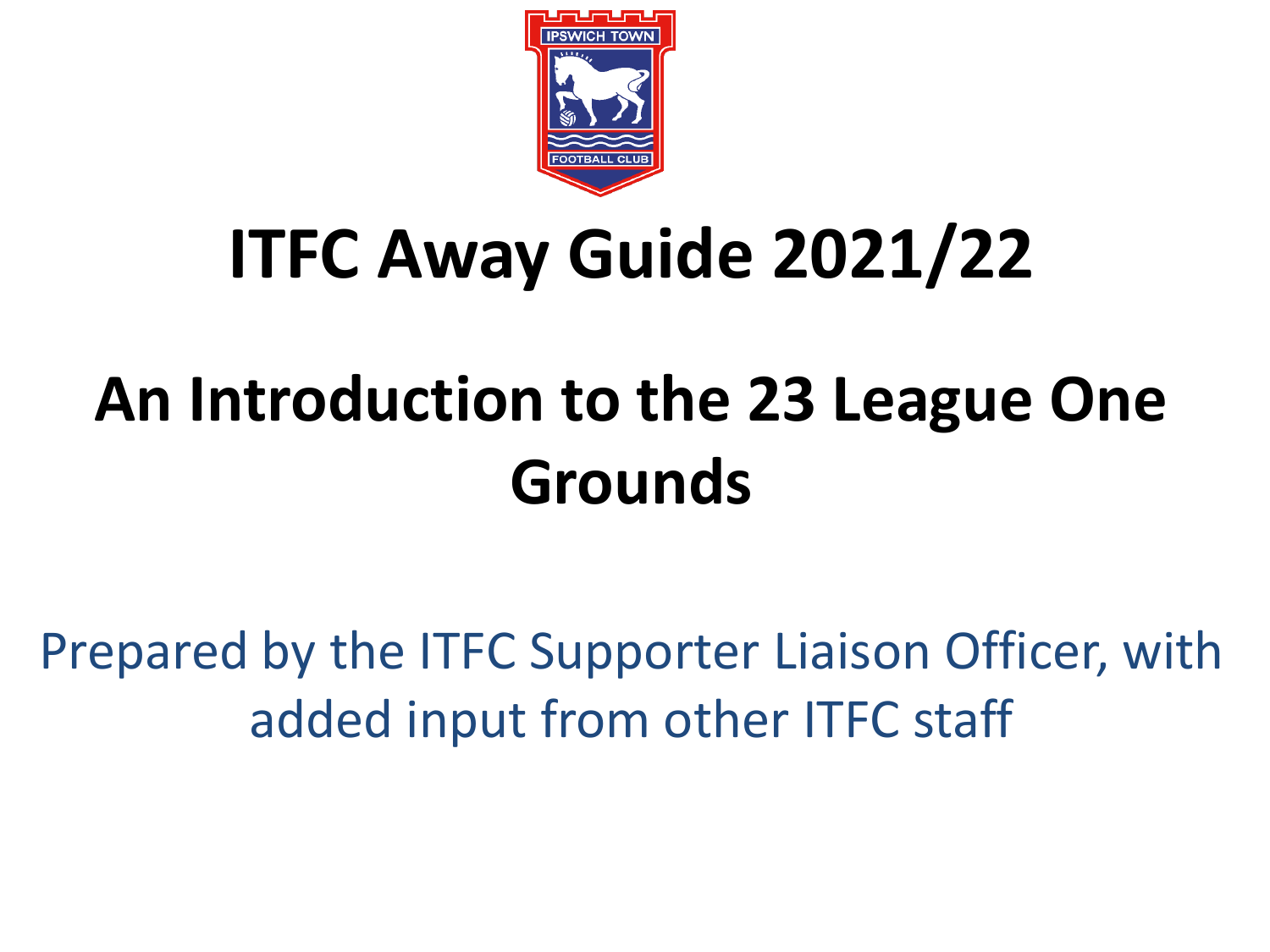# ITFC Away Guide 2021/22

## An Introduction to the 23 League One Grounds

Prepared by the ITFC Supporter Liaison Officer, with added input from other ITFC staff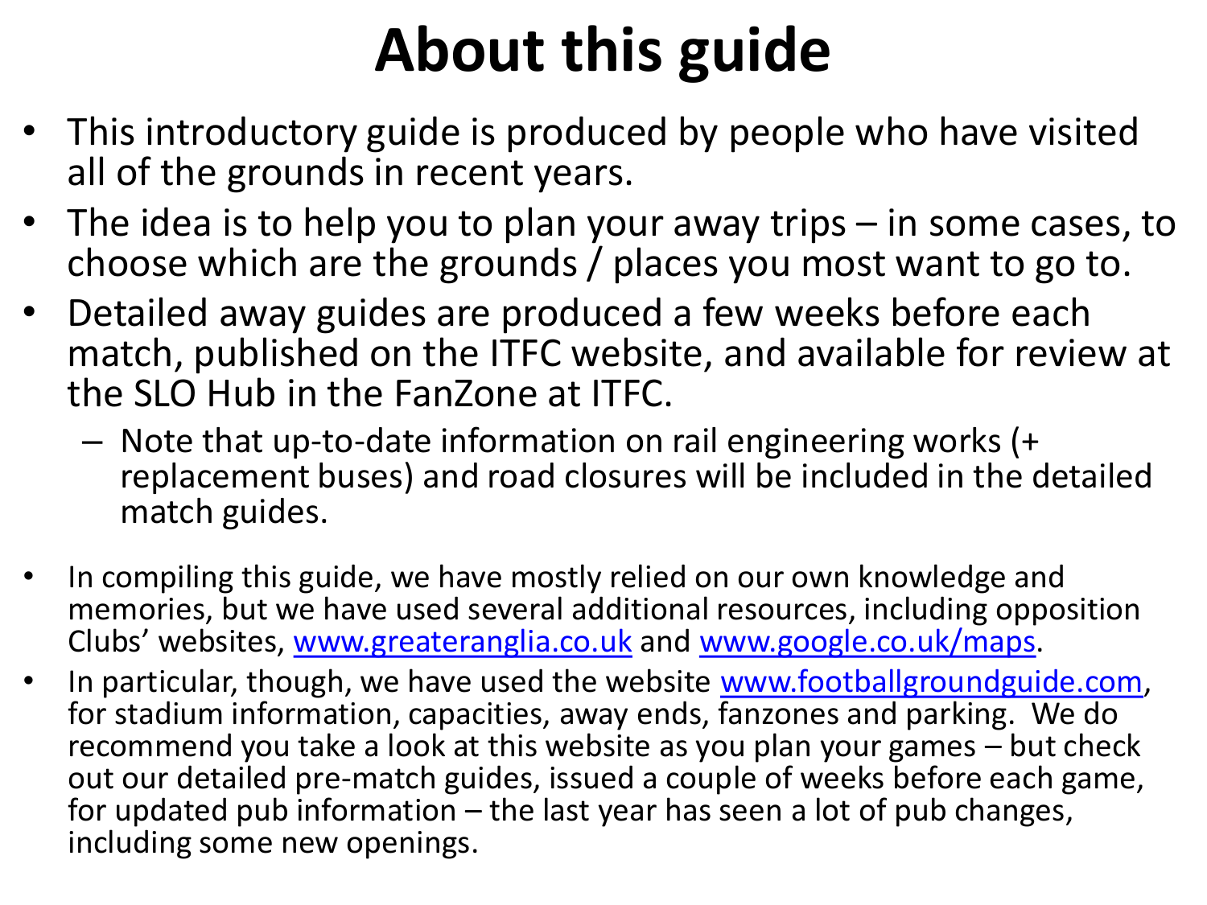# About this guide

- This introductory guide is produced by people who have visited all of the grounds in recent years.
- The idea is to help you to plan your away trips – in some cases, to choose which are the grounds / places you most want to go to.
- Detailed away guides are produced a few weeks before each match, published on the ITFC website, and available for review at the SLO Hub in the FanZone at ITFC.
  - Note that up-to-date information on rail engineering works (+ replacement buses) and road closures will be included in the detailed match guides.

- In compiling this guide, we have mostly relied on our own knowledge and memories, but we have used several additional resources, including opposition Clubs' websites, [www.greateranglia.co.uk](http://www.greateranglia.co.uk) and [www.google.co.uk/maps](http://www.google.co.uk/maps).
- In particular, though, we have used the website [www.footballgroundguide.com](http://www.footballgroundguide.com), for stadium information, capacities, away ends, fanzones and parking. We do recommend you take a look at this website as you plan your games – but check out our detailed pre-match guides, issued a couple of weeks before each game, for updated pub information – the last year has seen a lot of pub changes, including some new openings.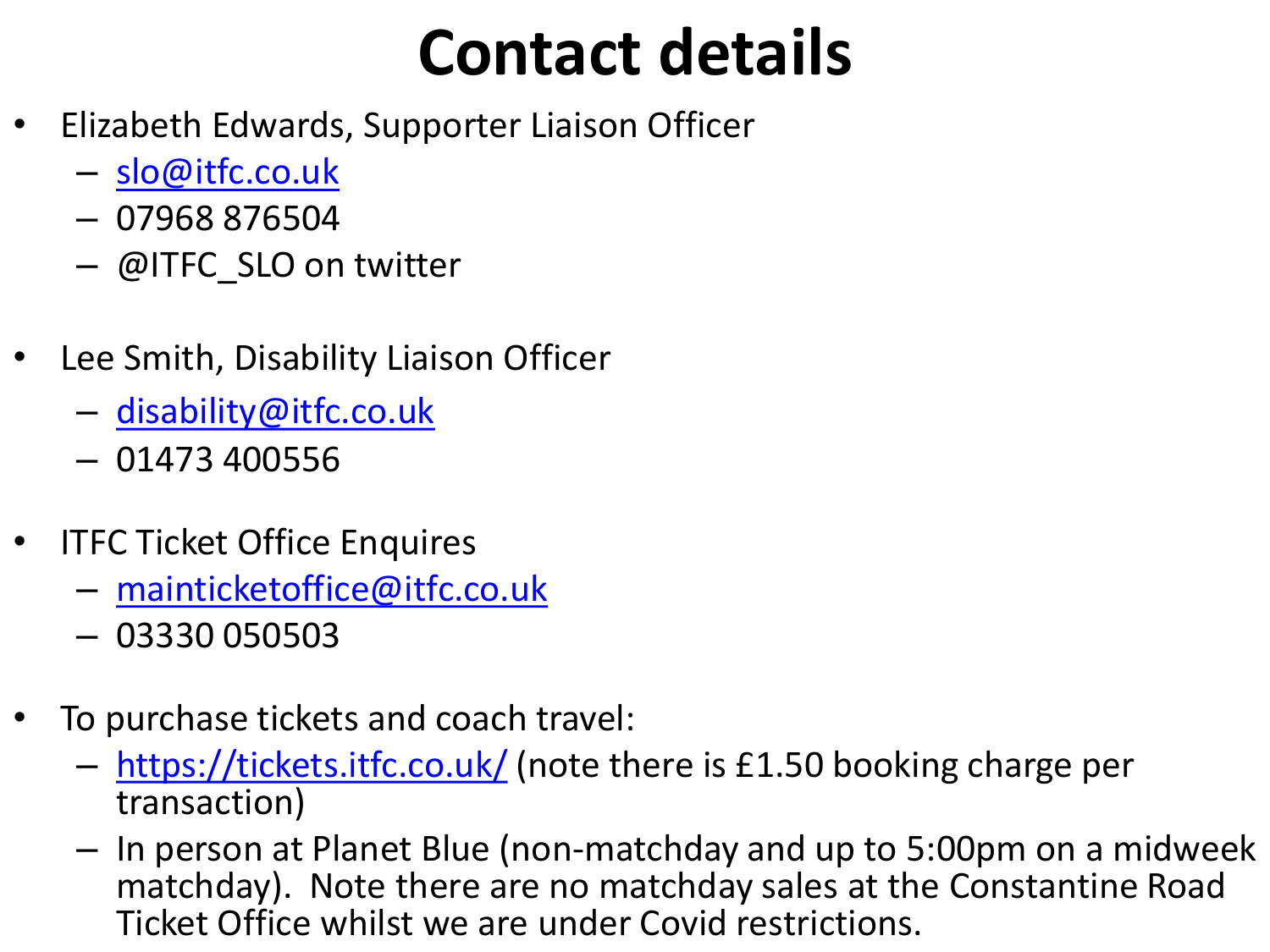# Contact details

- Elizabeth Edwards, Supporter Liaison Officer
  - slo@itfc.co.uk
  - 07968 876504
  - @ITFC_SLO on twitter

- Lee Smith, Disability Liaison Officer
  - disability@itfc.co.uk
  - 01473 400556

- ITFC Ticket Office Enquires
  - mainticketoffice@itfc.co.uk
  - 03330 050503

- To purchase tickets and coach travel:
  - https://tickets.itfc.co.uk/ (note there is £1.50 booking charge per transaction)
  - In person at Planet Blue (non-matchday and up to 5:00pm on a midweek matchday). Note there are no matchday sales at the Constantine Road Ticket Office whilst we are under Covid restrictions.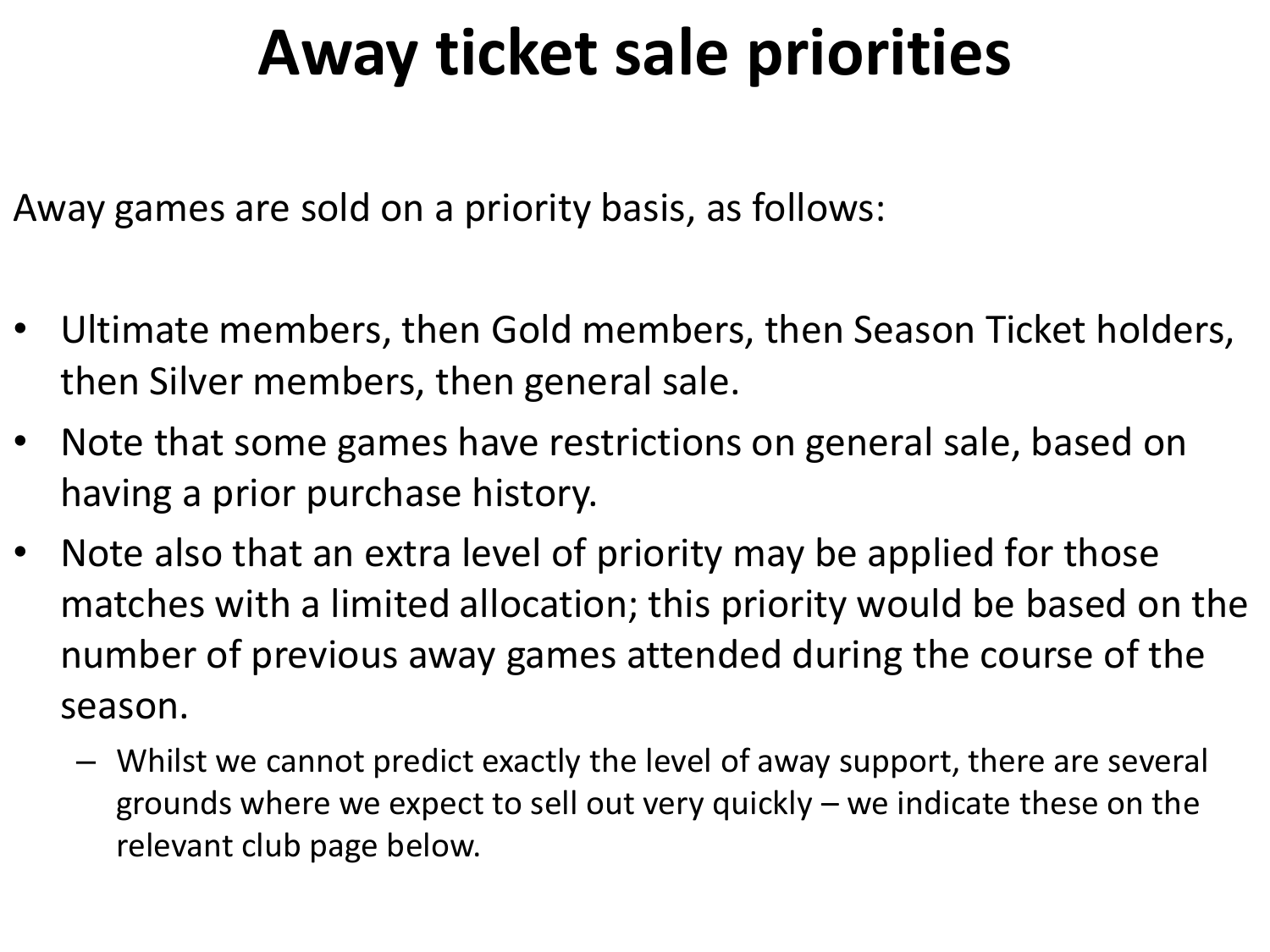# Away ticket sale priorities

Away games are sold on a priority basis, as follows:

- Ultimate members, then Gold members, then Season Ticket holders, then Silver members, then general sale.
- Note that some games have restrictions on general sale, based on having a prior purchase history.
- Note also that an extra level of priority may be applied for those matches with a limited allocation; this priority would be based on the number of previous away games attended during the course of the season.
  - Whilst we cannot predict exactly the level of away support, there are several grounds where we expect to sell out very quickly – we indicate these on the relevant club page below.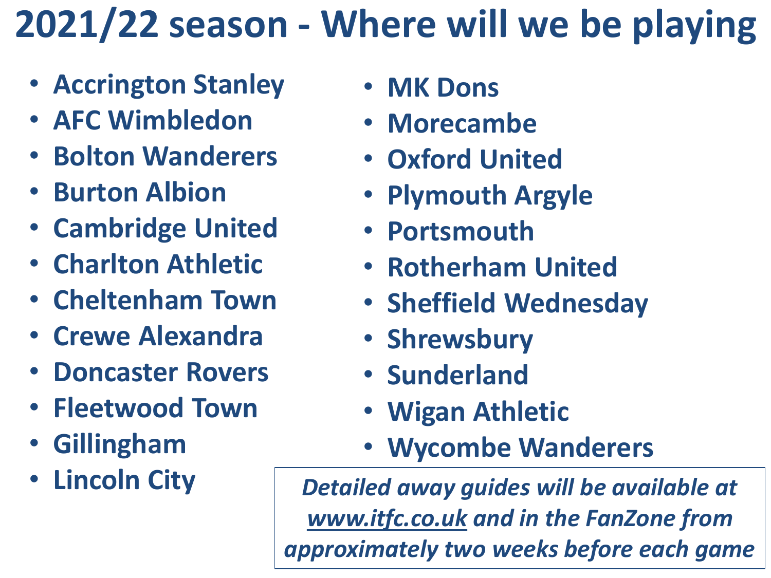# 2021/22 season - Where will we be playing

- Accrington Stanley
- AFC Wimbledon
- Bolton Wanderers
- Burton Albion
- Cambridge United
- Charlton Athletic
- Cheltenham Town
- Crewe Alexandra
- Doncaster Rovers
- Fleetwood Town
- Gillingham
- Lincoln City
- MK Dons
- Morecambe
- Oxford United
- Plymouth Argyle
- Portsmouth
- Rotherham United
- Sheffield Wednesday
- Shrewsbury
- Sunderland
- Wigan Athletic
- Wycombe Wanderers

*Detailed away guides will be available at www.itfc.co.uk and in the FanZone from approximately two weeks before each game*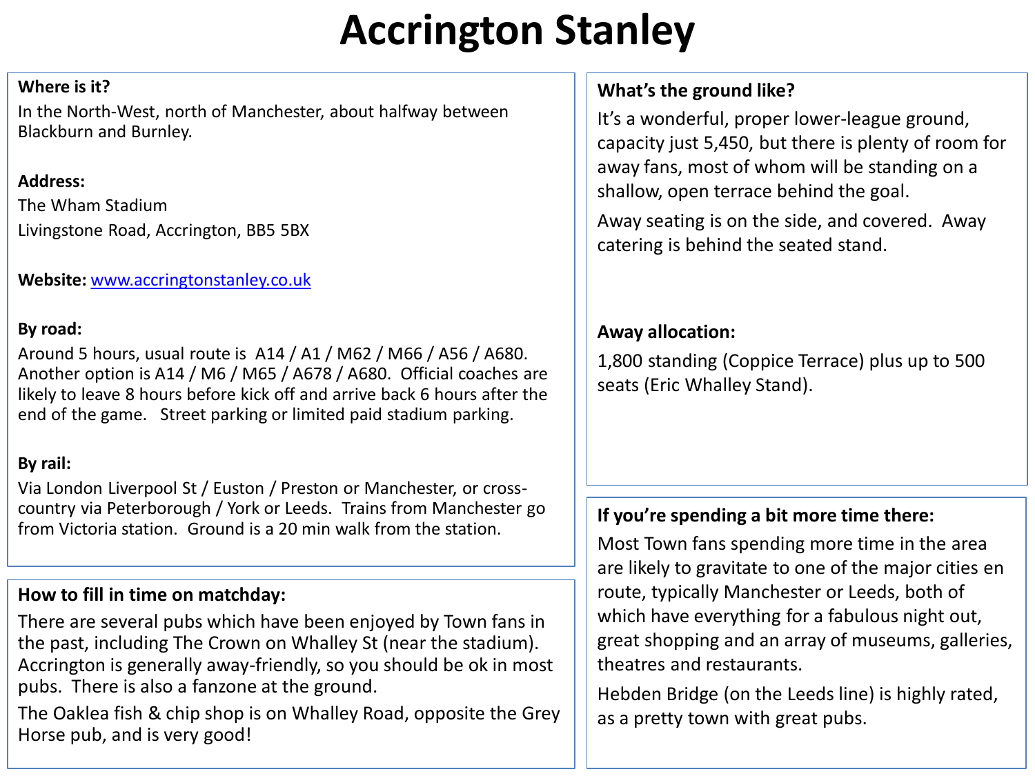# Accrington Stanley

### Where is it?

In the North-West, north of Manchester, about halfway between Blackburn and Burnley.

### Address:

The Wham Stadium

Livingstone Road, Accrington, BB5 5BX

**Website:** [www.accringtonstanley.co.uk](http://www.accringtonstanley.co.uk)

### By road:

Around 5 hours, usual route is A14 / A1 / M62 / M66 / A56 / A680. Another option is A14 / M6 / M65 / A678 / A680. Official coaches are likely to leave 8 hours before kick off and arrive back 6 hours after the end of the game. Street parking or limited paid stadium parking.

### By rail:

Via London Liverpool St / Euston / Preston or Manchester, or cross-country via Peterborough / York or Leeds. Trains from Manchester go from Victoria station. Ground is a 20 min walk from the station.

### How to fill in time on matchday:

There are several pubs which have been enjoyed by Town fans in the past, including The Crown on Whalley St (near the stadium). Accrington is generally away-friendly, so you should be ok in most pubs. There is also a fanzone at the ground.

The Oaklea fish & chip shop is on Whalley Road, opposite the Grey Horse pub, and is very good!

### What's the ground like?

It's a wonderful, proper lower-league ground, capacity just 5,450, but there is plenty of room for away fans, most of whom will be standing on a shallow, open terrace behind the goal.

Away seating is on the side, and covered. Away catering is behind the seated stand.

### Away allocation:

1,800 standing (Coppice Terrace) plus up to 500 seats (Eric Whalley Stand).

### If you're spending a bit more time there:

Most Town fans spending more time in the area are likely to gravitate to one of the major cities en route, typically Manchester or Leeds, both of which have everything for a fabulous night out, great shopping and an array of museums, galleries, theatres and restaurants.

Hebden Bridge (on the Leeds line) is highly rated, as a pretty town with great pubs.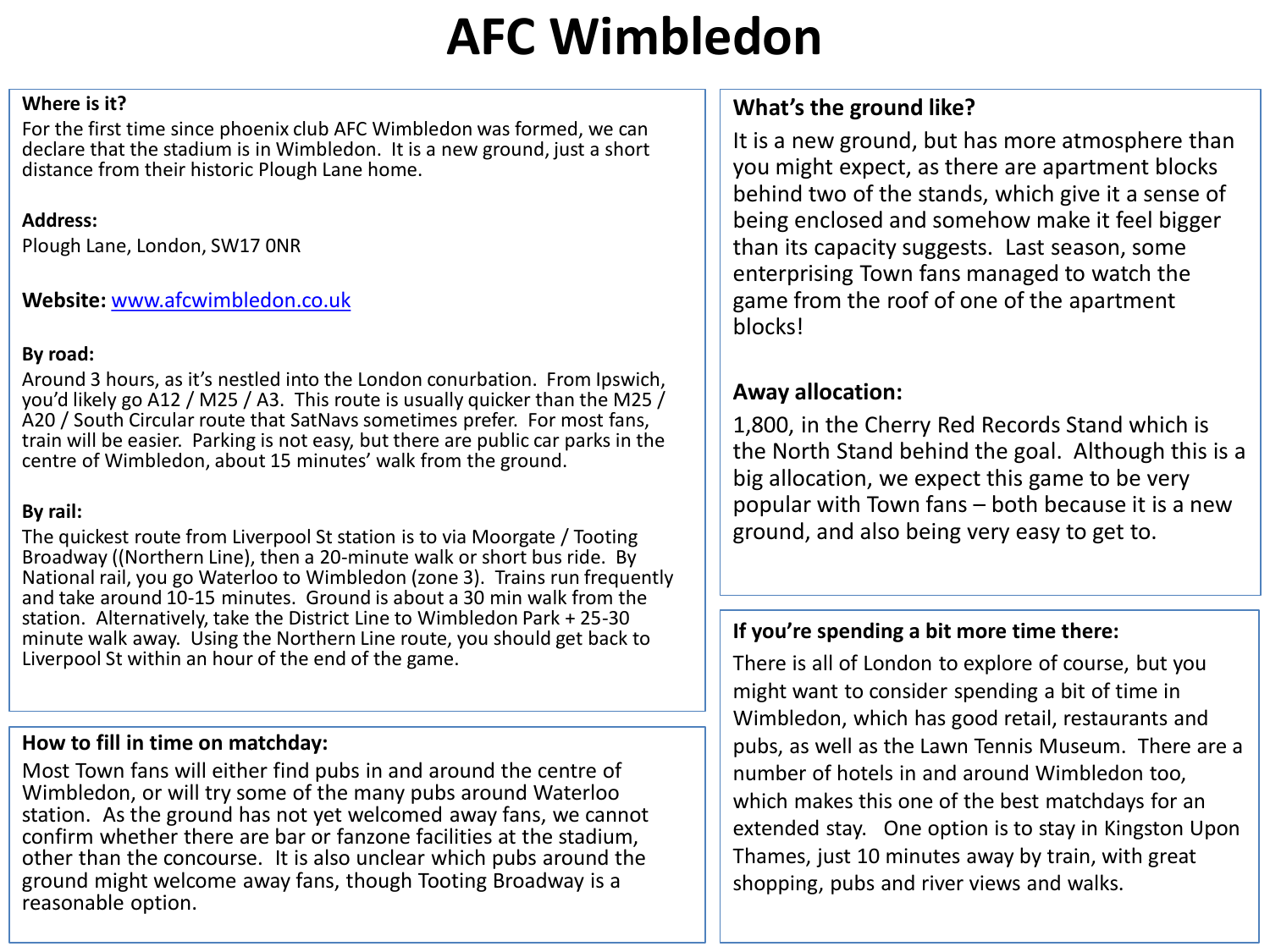# AFC Wimbledon

**Where is it?**

For the first time since phoenix club AFC Wimbledon was formed, we can declare that the stadium is in Wimbledon. It is a new ground, just a short distance from their historic Plough Lane home.

**Address:**

Plough Lane, London, SW17 0NR

**Website:** [www.afcwimbledon.co.uk](http://www.afcwimbledon.co.uk)

**By road:**

Around 3 hours, as it's nestled into the London conurbation. From Ipswich, you'd likely go A12 / M25 / A3. This route is usually quicker than the M25 / A20 / South Circular route that SatNavs sometimes prefer. For most fans, train will be easier. Parking is not easy, but there are public car parks in the centre of Wimbledon, about 15 minutes' walk from the ground.

**By rail:**

The quickest route from Liverpool St station is to via Moorgate / Tooting Broadway ((Northern Line), then a 20-minute walk or short bus ride. By National rail, you go Waterloo to Wimbledon (zone 3). Trains run frequently and take around 10-15 minutes. Ground is about a 30 min walk from the station. Alternatively, take the District Line to Wimbledon Park + 25-30 minute walk away. Using the Northern Line route, you should get back to Liverpool St within an hour of the end of the game.

**How to fill in time on matchday:**

Most Town fans will either find pubs in and around the centre of Wimbledon, or will try some of the many pubs around Waterloo station. As the ground has not yet welcomed away fans, we cannot confirm whether there are bar or fanzone facilities at the stadium, other than the concourse. It is also unclear which pubs around the ground might welcome away fans, though Tooting Broadway is a reasonable option.

**What's the ground like?**

It is a new ground, but has more atmosphere than you might expect, as there are apartment blocks behind two of the stands, which give it a sense of being enclosed and somehow make it feel bigger than its capacity suggests. Last season, some enterprising Town fans managed to watch the game from the roof of one of the apartment blocks!

**Away allocation:**

1,800, in the Cherry Red Records Stand which is the North Stand behind the goal. Although this is a big allocation, we expect this game to be very popular with Town fans – both because it is a new ground, and also being very easy to get to.

**If you're spending a bit more time there:**

There is all of London to explore of course, but you might want to consider spending a bit of time in Wimbledon, which has good retail, restaurants and pubs, as well as the Lawn Tennis Museum. There are a number of hotels in and around Wimbledon too, which makes this one of the best matchdays for an extended stay. One option is to stay in Kingston Upon Thames, just 10 minutes away by train, with great shopping, pubs and river views and walks.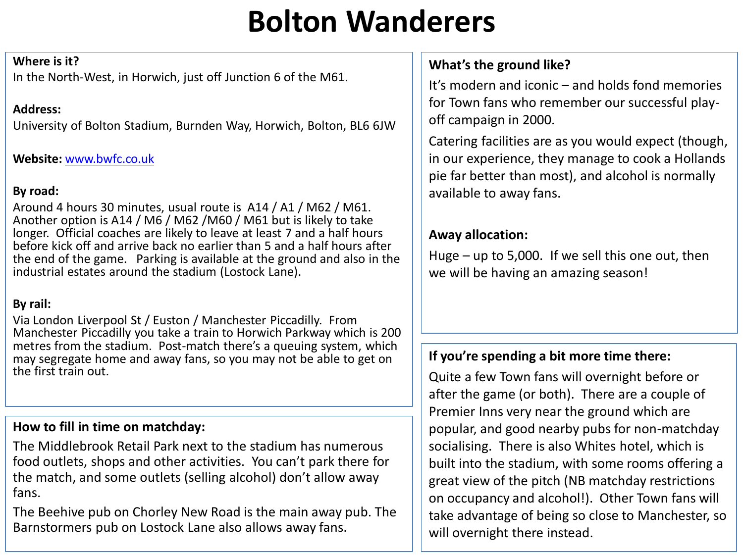# Bolton Wanderers

**Where is it?**
In the North-West, in Horwich, just off Junction 6 of the M61.

**Address:**
University of Bolton Stadium, Burnden Way, Horwich, Bolton, BL6 6JW

**Website:** [www.bwfc.co.uk](http://www.bwfc.co.uk)

**By road:**
Around 4 hours 30 minutes, usual route is A14 / A1 / M62 / M61. Another option is A14 / M6 / M62 /M60 / M61 but is likely to take longer. Official coaches are likely to leave at least 7 and a half hours before kick off and arrive back no earlier than 5 and a half hours after the end of the game. Parking is available at the ground and also in the industrial estates around the stadium (Lostock Lane).

**By rail:**
Via London Liverpool St / Euston / Manchester Piccadilly. From Manchester Piccadilly you take a train to Horwich Parkway which is 200 metres from the stadium. Post-match there's a queuing system, which may segregate home and away fans, so you may not be able to get on the first train out.

**How to fill in time on matchday:**

The Middlebrook Retail Park next to the stadium has numerous food outlets, shops and other activities. You can't park there for the match, and some outlets (selling alcohol) don't allow away fans.

The Beehive pub on Chorley New Road is the main away pub. The Barnstormers pub on Lostock Lane also allows away fans.

**What's the ground like?**

It's modern and iconic – and holds fond memories for Town fans who remember our successful play-off campaign in 2000.

Catering facilities are as you would expect (though, in our experience, they manage to cook a Hollands pie far better than most), and alcohol is normally available to away fans.

**Away allocation:**

Huge – up to 5,000. If we sell this one out, then we will be having an amazing season!

**If you're spending a bit more time there:**

Quite a few Town fans will overnight before or after the game (or both). There are a couple of Premier Inns very near the ground which are popular, and good nearby pubs for non-matchday socialising. There is also Whites hotel, which is built into the stadium, with some rooms offering a great view of the pitch (NB matchday restrictions on occupancy and alcohol!). Other Town fans will take advantage of being so close to Manchester, so will overnight there instead.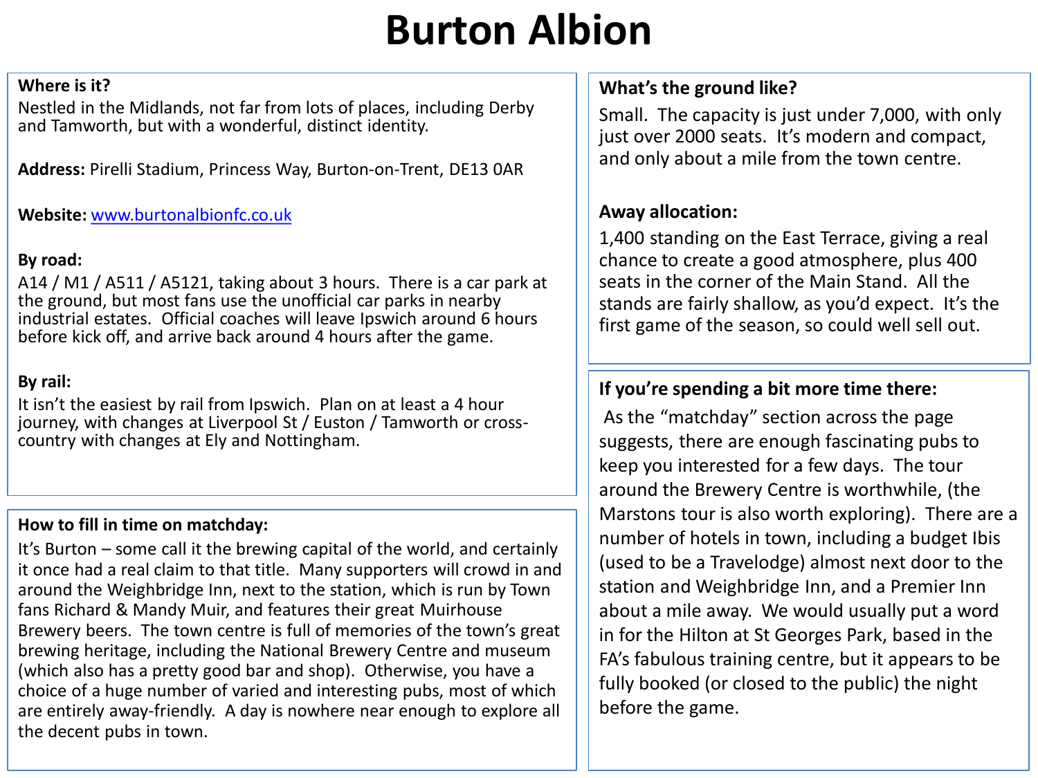# Burton Albion

**Where is it?**

Nestled in the Midlands, not far from lots of places, including Derby and Tamworth, but with a wonderful, distinct identity.

**Address:** Pirelli Stadium, Princess Way, Burton-on-Trent, DE13 0AR

**Website:** [www.burtonalbionfc.co.uk](http://www.burtonalbionfc.co.uk)

**By road:**

A14 / M1 / A511 / A5121, taking about 3 hours. There is a car park at the ground, but most fans use the unofficial car parks in nearby industrial estates. Official coaches will leave Ipswich around 6 hours before kick off, and arrive back around 4 hours after the game.

**By rail:**

It isn't the easiest by rail from Ipswich. Plan on at least a 4 hour journey, with changes at Liverpool St / Euston / Tamworth or cross-country with changes at Ely and Nottingham.

**How to fill in time on matchday:**

It's Burton – some call it the brewing capital of the world, and certainly it once had a real claim to that title. Many supporters will crowd in and around the Weighbridge Inn, next to the station, which is run by Town fans Richard & Mandy Muir, and features their great Muirhouse Brewery beers. The town centre is full of memories of the town's great brewing heritage, including the National Brewery Centre and museum (which also has a pretty good bar and shop). Otherwise, you have a choice of a huge number of varied and interesting pubs, most of which are entirely away-friendly. A day is nowhere near enough to explore all the decent pubs in town.

**What's the ground like?**

Small. The capacity is just under 7,000, with only just over 2000 seats. It's modern and compact, and only about a mile from the town centre.

**Away allocation:**

1,400 standing on the East Terrace, giving a real chance to create a good atmosphere, plus 400 seats in the corner of the Main Stand. All the stands are fairly shallow, as you'd expect. It's the first game of the season, so could well sell out.

**If you're spending a bit more time there:**

As the "matchday" section across the page suggests, there are enough fascinating pubs to keep you interested for a few days. The tour around the Brewery Centre is worthwhile, (the Marstons tour is also worth exploring). There are a number of hotels in town, including a budget Ibis (used to be a Travelodge) almost next door to the station and Weighbridge Inn, and a Premier Inn about a mile away. We would usually put a word in for the Hilton at St Georges Park, based in the FA's fabulous training centre, but it appears to be fully booked (or closed to the public) the night before the game.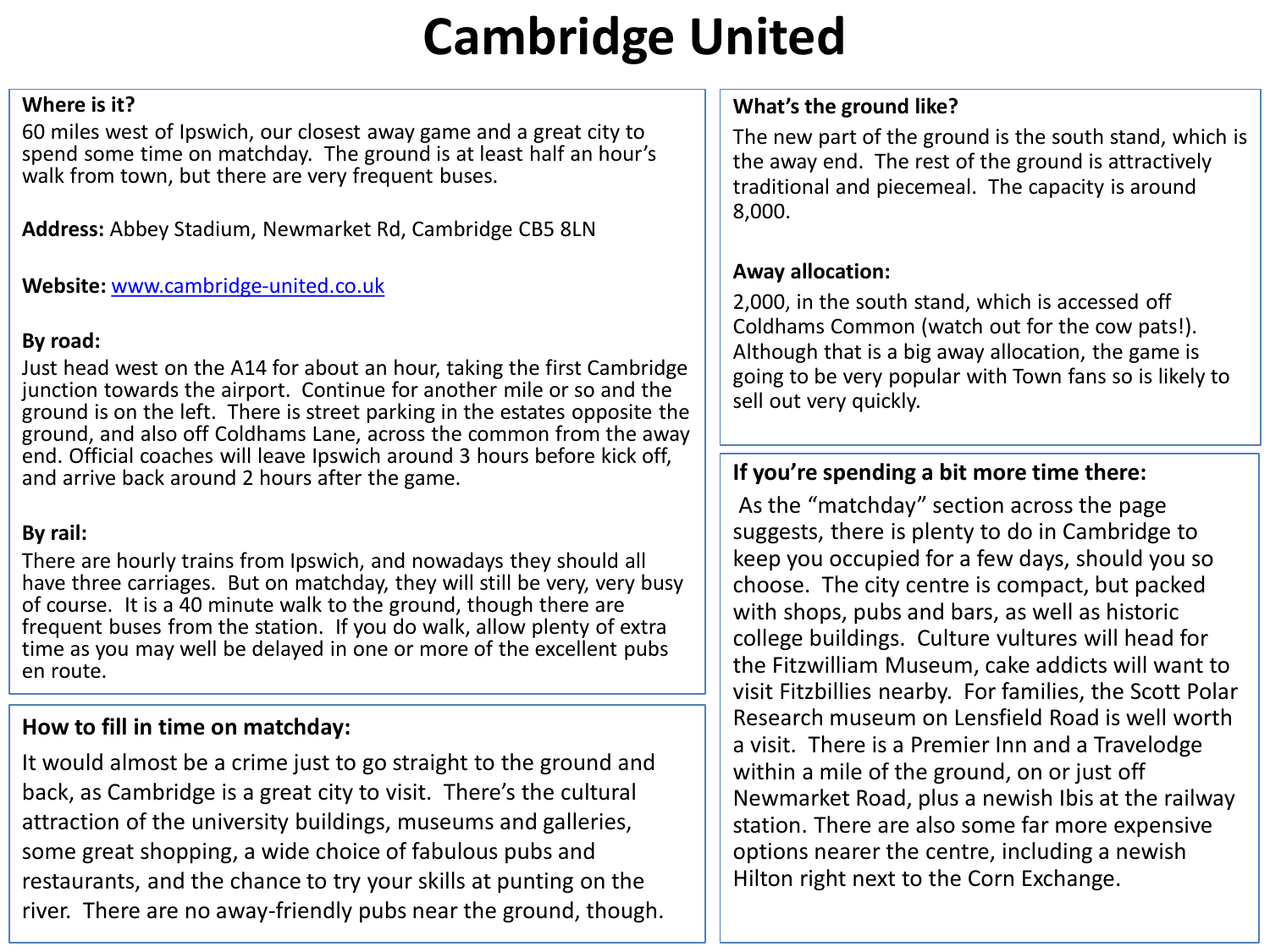# Cambridge United

**Where is it?**

60 miles west of Ipswich, our closest away game and a great city to spend some time on matchday. The ground is at least half an hour's walk from town, but there are very frequent buses.

**Address:** Abbey Stadium, Newmarket Rd, Cambridge CB5 8LN

**Website:** www.cambridge-united.co.uk

**By road:**

Just head west on the A14 for about an hour, taking the first Cambridge junction towards the airport. Continue for another mile or so and the ground is on the left. There is street parking in the estates opposite the ground, and also off Coldhams Lane, across the common from the away end. Official coaches will leave Ipswich around 3 hours before kick off, and arrive back around 2 hours after the game.

**By rail:**

There are hourly trains from Ipswich, and nowadays they should all have three carriages. But on matchday, they will still be very, very busy of course. It is a 40 minute walk to the ground, though there are frequent buses from the station. If you do walk, allow plenty of extra time as you may well be delayed in one or more of the excellent pubs en route.

**How to fill in time on matchday:**

It would almost be a crime just to go straight to the ground and back, as Cambridge is a great city to visit. There's the cultural attraction of the university buildings, museums and galleries, some great shopping, a wide choice of fabulous pubs and restaurants, and the chance to try your skills at punting on the river. There are no away-friendly pubs near the ground, though.

**What's the ground like?**

The new part of the ground is the south stand, which is the away end. The rest of the ground is attractively traditional and piecemeal. The capacity is around 8,000.

**Away allocation:**

2,000, in the south stand, which is accessed off Coldhams Common (watch out for the cow pats!). Although that is a big away allocation, the game is going to be very popular with Town fans so is likely to sell out very quickly.

**If you're spending a bit more time there:**

As the "matchday" section across the page suggests, there is plenty to do in Cambridge to keep you occupied for a few days, should you so choose. The city centre is compact, but packed with shops, pubs and bars, as well as historic college buildings. Culture vultures will head for the Fitzwilliam Museum, cake addicts will want to visit Fitzbillies nearby. For families, the Scott Polar Research museum on Lensfield Road is well worth a visit. There is a Premier Inn and a Travelodge within a mile of the ground, on or just off Newmarket Road, plus a newish Ibis at the railway station. There are also some far more expensive options nearer the centre, including a newish Hilton right next to the Corn Exchange.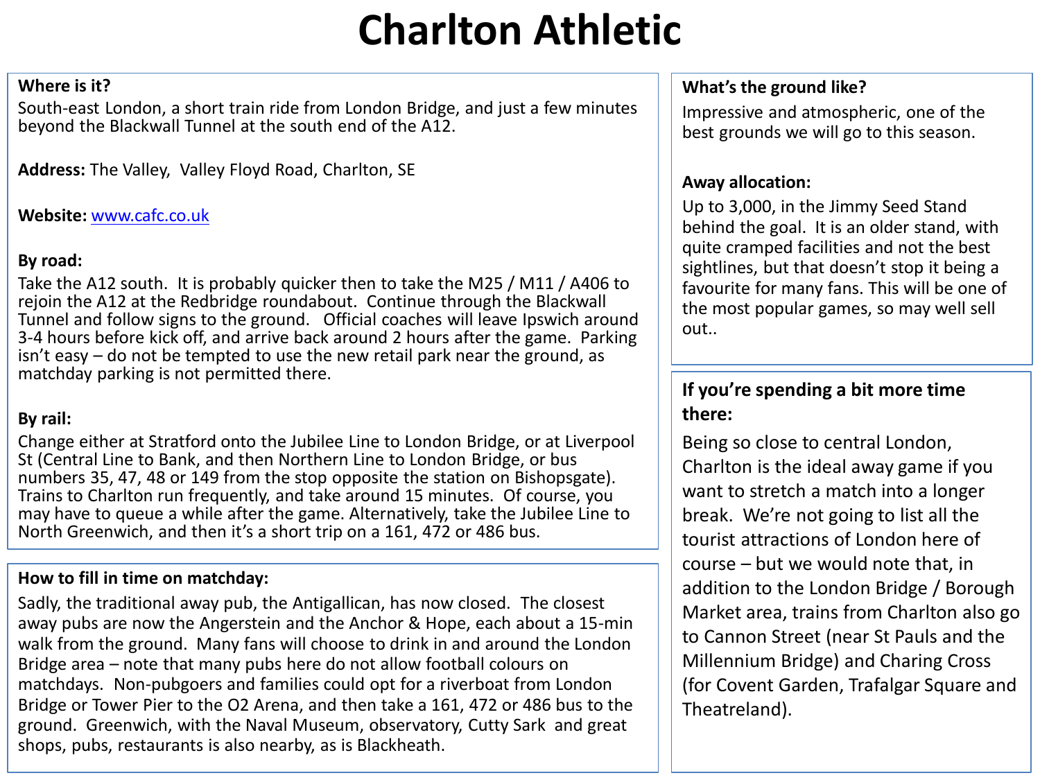# Charlton Athletic

**Where is it?**

South-east London, a short train ride from London Bridge, and just a few minutes beyond the Blackwall Tunnel at the south end of the A12.

**Address:** The Valley, Valley Floyd Road, Charlton, SE

**Website:** [www.cafc.co.uk](http://www.cafc.co.uk)

**By road:**

Take the A12 south. It is probably quicker then to take the M25 / M11 / A406 to rejoin the A12 at the Redbridge roundabout. Continue through the Blackwall Tunnel and follow signs to the ground. Official coaches will leave Ipswich around 3-4 hours before kick off, and arrive back around 2 hours after the game. Parking isn't easy – do not be tempted to use the new retail park near the ground, as matchday parking is not permitted there.

**By rail:**

Change either at Stratford onto the Jubilee Line to London Bridge, or at Liverpool St (Central Line to Bank, and then Northern Line to London Bridge, or bus numbers 35, 47, 48 or 149 from the stop opposite the station on Bishopsgate). Trains to Charlton run frequently, and take around 15 minutes. Of course, you may have to queue a while after the game. Alternatively, take the Jubilee Line to North Greenwich, and then it's a short trip on a 161, 472 or 486 bus.

**How to fill in time on matchday:**

Sadly, the traditional away pub, the Antigallican, has now closed. The closest away pubs are now the Angerstein and the Anchor & Hope, each about a 15-min walk from the ground. Many fans will choose to drink in and around the London Bridge area – note that many pubs here do not allow football colours on matchdays. Non-pubgoers and families could opt for a riverboat from London Bridge or Tower Pier to the O2 Arena, and then take a 161, 472 or 486 bus to the ground. Greenwich, with the Naval Museum, observatory, Cutty Sark and great shops, pubs, restaurants is also nearby, as is Blackheath.

**What's the ground like?**

Impressive and atmospheric, one of the best grounds we will go to this season.

**Away allocation:**

Up to 3,000, in the Jimmy Seed Stand behind the goal. It is an older stand, with quite cramped facilities and not the best sightlines, but that doesn't stop it being a favourite for many fans. This will be one of the most popular games, so may well sell out..

**If you're spending a bit more time there:**

Being so close to central London, Charlton is the ideal away game if you want to stretch a match into a longer break. We're not going to list all the tourist attractions of London here of course – but we would note that, in addition to the London Bridge / Borough Market area, trains from Charlton also go to Cannon Street (near St Pauls and the Millennium Bridge) and Charing Cross (for Covent Garden, Trafalgar Square and Theatreland).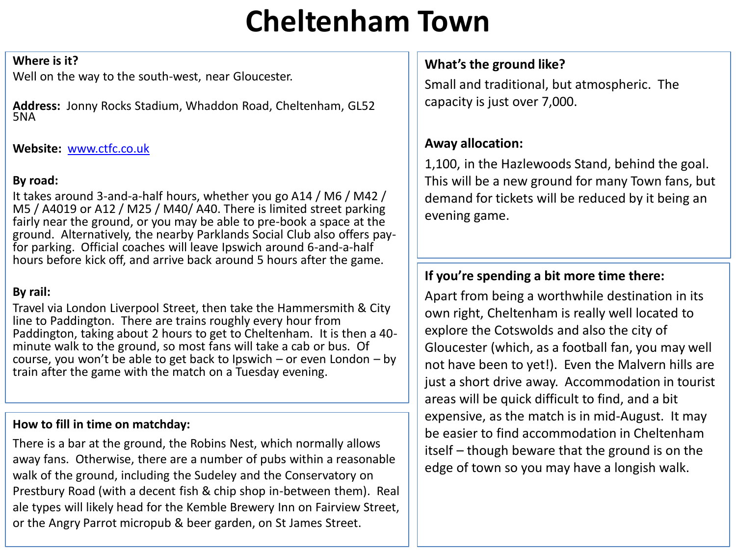# Cheltenham Town

**Where is it?**
Well on the way to the south-west, near Gloucester.

**Address:** Jonny Rocks Stadium, Whaddon Road, Cheltenham, GL52 5NA

**Website:** www.ctfc.co.uk

**By road:**
It takes around 3-and-a-half hours, whether you go A14 / M6 / M42 / M5 / A4019 or A12 / M25 / M40/ A40. There is limited street parking fairly near the ground, or you may be able to pre-book a space at the ground. Alternatively, the nearby Parklands Social Club also offers pay-for parking. Official coaches will leave Ipswich around 6-and-a-half hours before kick off, and arrive back around 5 hours after the game.

**By rail:**
Travel via London Liverpool Street, then take the Hammersmith & City line to Paddington. There are trains roughly every hour from Paddington, taking about 2 hours to get to Cheltenham. It is then a 40-minute walk to the ground, so most fans will take a cab or bus. Of course, you won't be able to get back to Ipswich – or even London – by train after the game with the match on a Tuesday evening.

**How to fill in time on matchday:**
There is a bar at the ground, the Robins Nest, which normally allows away fans. Otherwise, there are a number of pubs within a reasonable walk of the ground, including the Sudeley and the Conservatory on Prestbury Road (with a decent fish & chip shop in-between them). Real ale types will likely head for the Kemble Brewery Inn on Fairview Street, or the Angry Parrot micropub & beer garden, on St James Street.

**What's the ground like?**
Small and traditional, but atmospheric. The capacity is just over 7,000.

**Away allocation:**
1,100, in the Hazlewoods Stand, behind the goal. This will be a new ground for many Town fans, but demand for tickets will be reduced by it being an evening game.

**If you're spending a bit more time there:**
Apart from being a worthwhile destination in its own right, Cheltenham is really well located to explore the Cotswolds and also the city of Gloucester (which, as a football fan, you may well not have been to yet!). Even the Malvern hills are just a short drive away. Accommodation in tourist areas will be quick difficult to find, and a bit expensive, as the match is in mid-August. It may be easier to find accommodation in Cheltenham itself – though beware that the ground is on the edge of town so you may have a longish walk.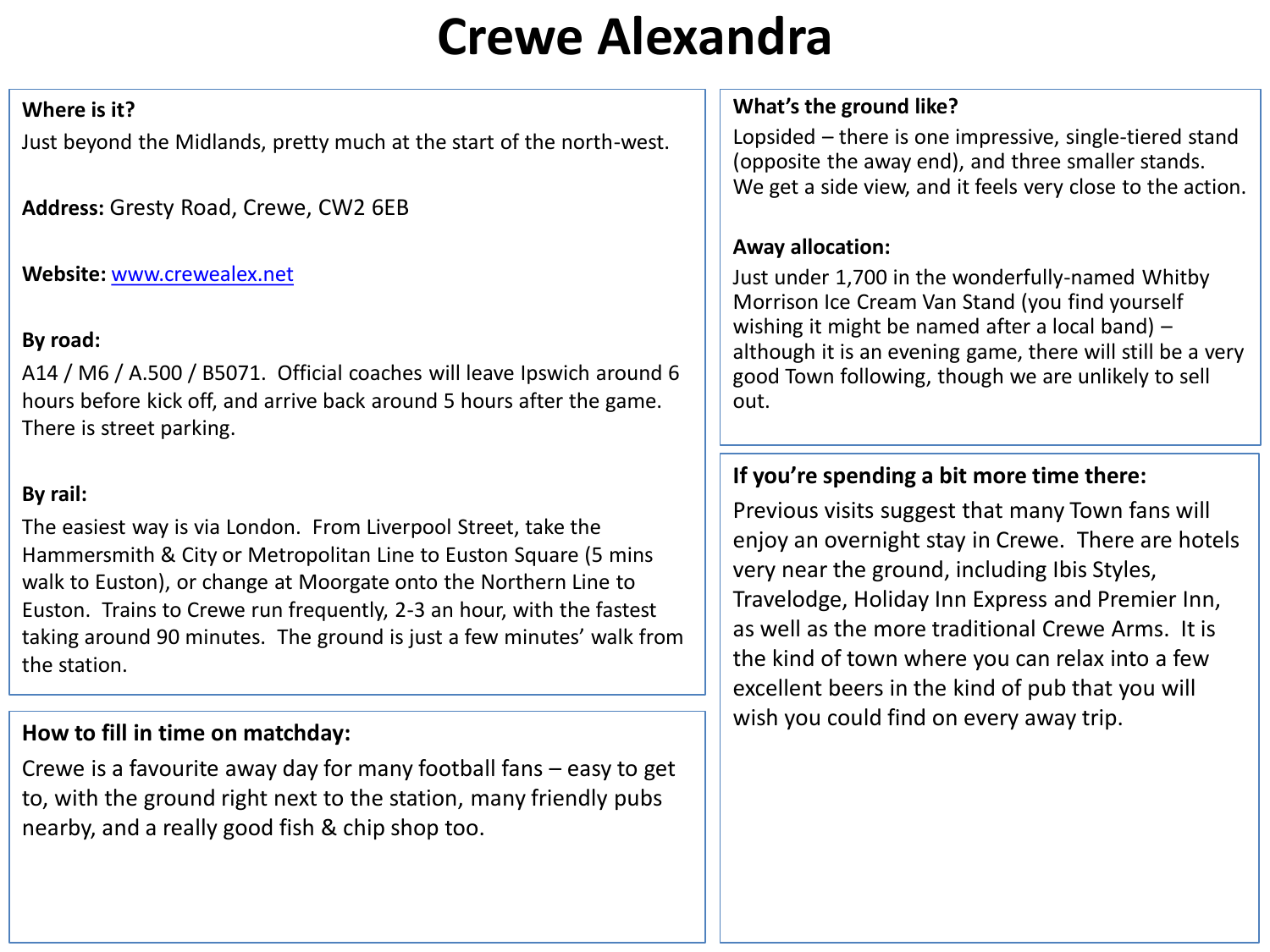# Crewe Alexandra

**Where is it?**

Just beyond the Midlands, pretty much at the start of the north-west.

**Address:** Gresty Road, Crewe, CW2 6EB

**Website:** www.crewealex.net

**By road:**

A14 / M6 / A.500 / B5071. Official coaches will leave Ipswich around 6 hours before kick off, and arrive back around 5 hours after the game. There is street parking.

**By rail:**

The easiest way is via London. From Liverpool Street, take the Hammersmith & City or Metropolitan Line to Euston Square (5 mins walk to Euston), or change at Moorgate onto the Northern Line to Euston. Trains to Crewe run frequently, 2-3 an hour, with the fastest taking around 90 minutes. The ground is just a few minutes' walk from the station.

**How to fill in time on matchday:**

Crewe is a favourite away day for many football fans – easy to get to, with the ground right next to the station, many friendly pubs nearby, and a really good fish & chip shop too.

**What's the ground like?**

Lopsided – there is one impressive, single-tiered stand (opposite the away end), and three smaller stands. We get a side view, and it feels very close to the action.

**Away allocation:**

Just under 1,700 in the wonderfully-named Whitby Morrison Ice Cream Van Stand (you find yourself wishing it might be named after a local band) – although it is an evening game, there will still be a very good Town following, though we are unlikely to sell out.

**If you're spending a bit more time there:**

Previous visits suggest that many Town fans will enjoy an overnight stay in Crewe. There are hotels very near the ground, including Ibis Styles, Travelodge, Holiday Inn Express and Premier Inn, as well as the more traditional Crewe Arms. It is the kind of town where you can relax into a few excellent beers in the kind of pub that you will wish you could find on every away trip.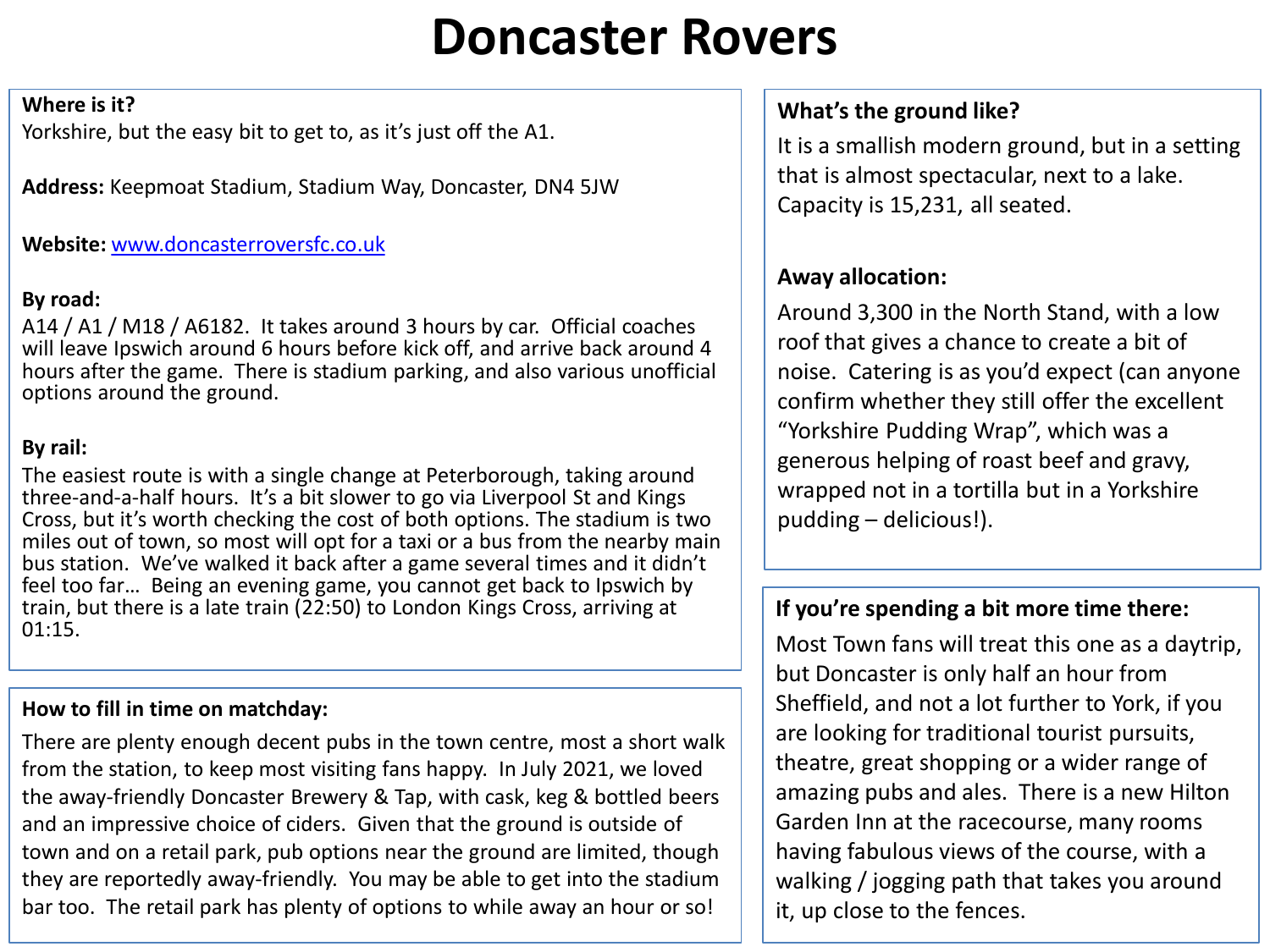# Doncaster Rovers

**Where is it?**
Yorkshire, but the easy bit to get to, as it's just off the A1.

**Address:** Keepmoat Stadium, Stadium Way, Doncaster, DN4 5JW

**Website:** [www.doncasterroversfc.co.uk](www.doncasterroversfc.co.uk)

**By road:**
A14 / A1 / M18 / A6182. It takes around 3 hours by car. Official coaches will leave Ipswich around 6 hours before kick off, and arrive back around 4 hours after the game. There is stadium parking, and also various unofficial options around the ground.

**By rail:**
The easiest route is with a single change at Peterborough, taking around three-and-a-half hours. It's a bit slower to go via Liverpool St and Kings Cross, but it's worth checking the cost of both options. The stadium is two miles out of town, so most will opt for a taxi or a bus from the nearby main bus station. We've walked it back after a game several times and it didn't feel too far… Being an evening game, you cannot get back to Ipswich by train, but there is a late train (22:50) to London Kings Cross, arriving at 01:15.

**How to fill in time on matchday:**
There are plenty enough decent pubs in the town centre, most a short walk from the station, to keep most visiting fans happy. In July 2021, we loved the away-friendly Doncaster Brewery & Tap, with cask, keg & bottled beers and an impressive choice of ciders. Given that the ground is outside of town and on a retail park, pub options near the ground are limited, though they are reportedly away-friendly. You may be able to get into the stadium bar too. The retail park has plenty of options to while away an hour or so!

**What's the ground like?**
It is a smallish modern ground, but in a setting that is almost spectacular, next to a lake. Capacity is 15,231, all seated.

**Away allocation:**
Around 3,300 in the North Stand, with a low roof that gives a chance to create a bit of noise. Catering is as you'd expect (can anyone confirm whether they still offer the excellent "Yorkshire Pudding Wrap", which was a generous helping of roast beef and gravy, wrapped not in a tortilla but in a Yorkshire pudding – delicious!).

**If you're spending a bit more time there:**
Most Town fans will treat this one as a daytrip, but Doncaster is only half an hour from Sheffield, and not a lot further to York, if you are looking for traditional tourist pursuits, theatre, great shopping or a wider range of amazing pubs and ales. There is a new Hilton Garden Inn at the racecourse, many rooms having fabulous views of the course, with a walking / jogging path that takes you around it, up close to the fences.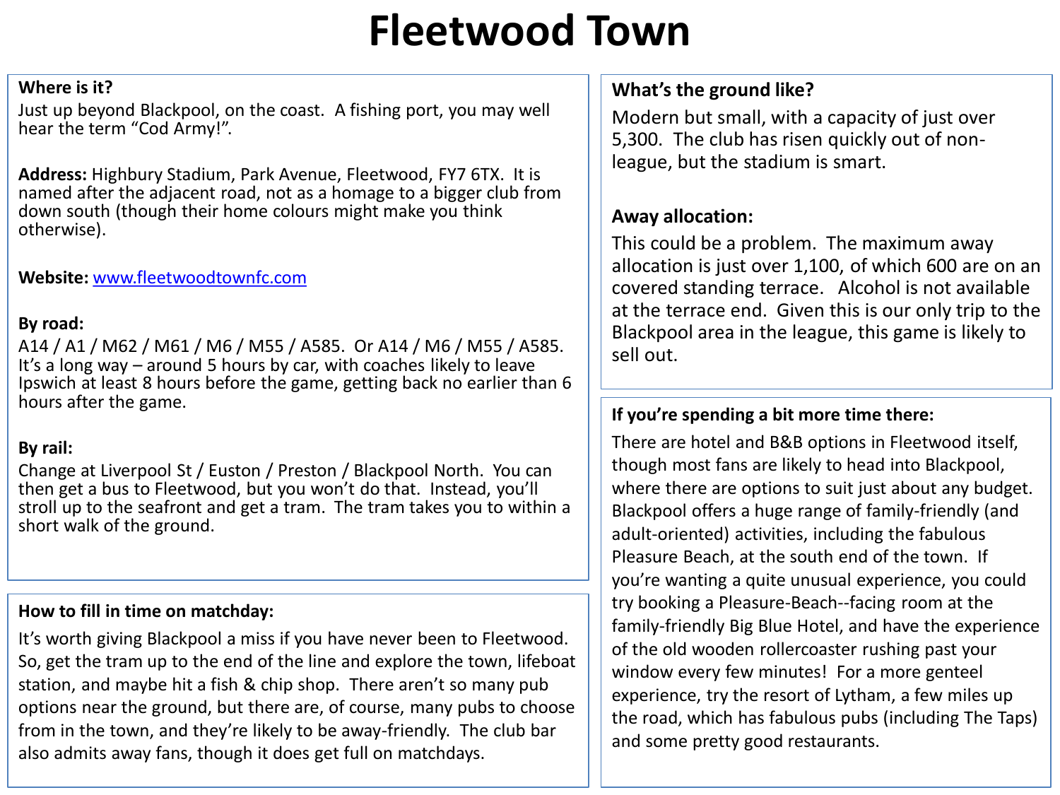# Fleetwood Town

**Where is it?**

Just up beyond Blackpool, on the coast. A fishing port, you may well hear the term “Cod Army!”.

**Address:** Highbury Stadium, Park Avenue, Fleetwood, FY7 6TX. It is named after the adjacent road, not as a homage to a bigger club from down south (though their home colours might make you think otherwise).

**Website:** [www.fleetwoodtownfc.com](http://www.fleetwoodtownfc.com)

**By road:**

A14 / A1 / M62 / M61 / M6 / M55 / A585. Or A14 / M6 / M55 / A585. It’s a long way – around 5 hours by car, with coaches likely to leave Ipswich at least 8 hours before the game, getting back no earlier than 6 hours after the game.

**By rail:**

Change at Liverpool St / Euston / Preston / Blackpool North. You can then get a bus to Fleetwood, but you won’t do that. Instead, you’ll stroll up to the seafront and get a tram. The tram takes you to within a short walk of the ground.

**How to fill in time on matchday:**

It’s worth giving Blackpool a miss if you have never been to Fleetwood. So, get the tram up to the end of the line and explore the town, lifeboat station, and maybe hit a fish & chip shop. There aren’t so many pub options near the ground, but there are, of course, many pubs to choose from in the town, and they’re likely to be away-friendly. The club bar also admits away fans, though it does get full on matchdays.

**What’s the ground like?**

Modern but small, with a capacity of just over 5,300. The club has risen quickly out of non-league, but the stadium is smart.

**Away allocation:**

This could be a problem. The maximum away allocation is just over 1,100, of which 600 are on an covered standing terrace. Alcohol is not available at the terrace end. Given this is our only trip to the Blackpool area in the league, this game is likely to sell out.

**If you’re spending a bit more time there:**

There are hotel and B&B options in Fleetwood itself, though most fans are likely to head into Blackpool, where there are options to suit just about any budget. Blackpool offers a huge range of family-friendly (and adult-oriented) activities, including the fabulous Pleasure Beach, at the south end of the town. If you’re wanting a quite unusual experience, you could try booking a Pleasure-Beach--facing room at the family-friendly Big Blue Hotel, and have the experience of the old wooden rollercoaster rushing past your window every few minutes! For a more genteel experience, try the resort of Lytham, a few miles up the road, which has fabulous pubs (including The Taps) and some pretty good restaurants.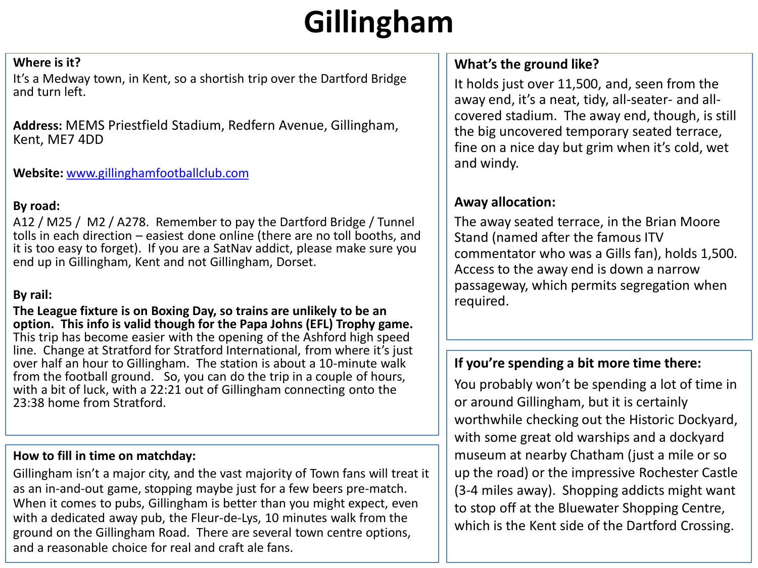# Gillingham

**Where is it?**

It's a Medway town, in Kent, so a shortish trip over the Dartford Bridge and turn left.

**Address:** MEMS Priestfield Stadium, Redfern Avenue, Gillingham, Kent, ME7 4DD

**Website:** www.gillinghamfootballclub.com

**By road:**

A12 / M25 / M2 / A278. Remember to pay the Dartford Bridge / Tunnel tolls in each direction – easiest done online (there are no toll booths, and it is too easy to forget). If you are a SatNav addict, please make sure you end up in Gillingham, Kent and not Gillingham, Dorset.

**By rail:**

**The League fixture is on Boxing Day, so trains are unlikely to be an option. This info is valid though for the Papa Johns (EFL) Trophy game.** This trip has become easier with the opening of the Ashford high speed line. Change at Stratford for Stratford International, from where it's just over half an hour to Gillingham. The station is about a 10-minute walk from the football ground. So, you can do the trip in a couple of hours, with a bit of luck, with a 22:21 out of Gillingham connecting onto the 23:38 home from Stratford.

**How to fill in time on matchday:**

Gillingham isn't a major city, and the vast majority of Town fans will treat it as an in-and-out game, stopping maybe just for a few beers pre-match. When it comes to pubs, Gillingham is better than you might expect, even with a dedicated away pub, the Fleur-de-Lys, 10 minutes walk from the ground on the Gillingham Road. There are several town centre options, and a reasonable choice for real and craft ale fans.

**What's the ground like?**

It holds just over 11,500, and, seen from the away end, it's a neat, tidy, all-seater- and all-covered stadium. The away end, though, is still the big uncovered temporary seated terrace, fine on a nice day but grim when it's cold, wet and windy.

**Away allocation:**

The away seated terrace, in the Brian Moore Stand (named after the famous ITV commentator who was a Gills fan), holds 1,500. Access to the away end is down a narrow passageway, which permits segregation when required.

**If you're spending a bit more time there:**

You probably won't be spending a lot of time in or around Gillingham, but it is certainly worthwhile checking out the Historic Dockyard, with some great old warships and a dockyard museum at nearby Chatham (just a mile or so up the road) or the impressive Rochester Castle (3-4 miles away). Shopping addicts might want to stop off at the Bluewater Shopping Centre, which is the Kent side of the Dartford Crossing.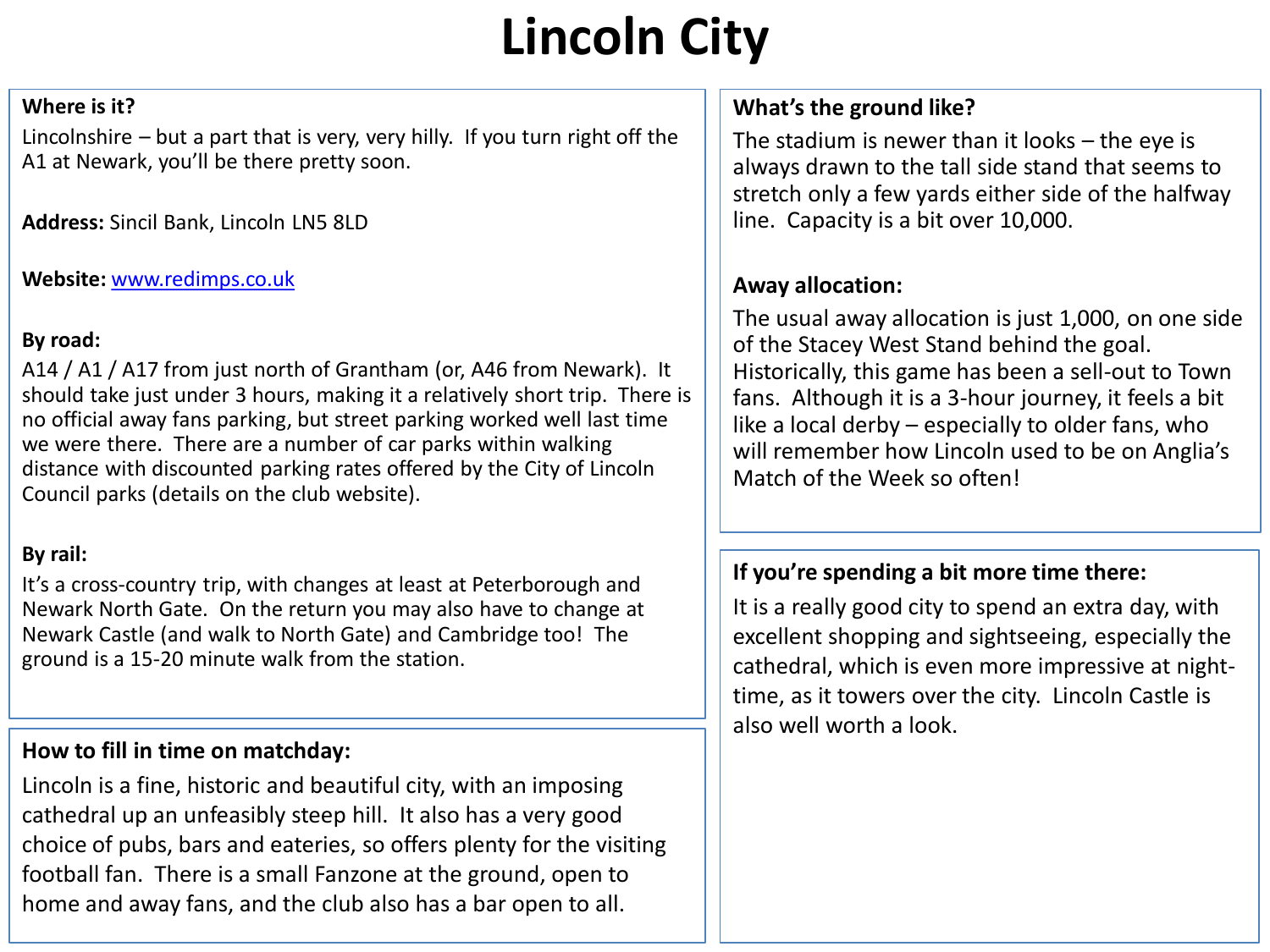# Lincoln City

**Where is it?**

Lincolnshire – but a part that is very, very hilly. If you turn right off the A1 at Newark, you'll be there pretty soon.

**Address:** Sincil Bank, Lincoln LN5 8LD

**Website:** [www.redimps.co.uk](http://www.redimps.co.uk)

**By road:**

A14 / A1 / A17 from just north of Grantham (or, A46 from Newark). It should take just under 3 hours, making it a relatively short trip. There is no official away fans parking, but street parking worked well last time we were there. There are a number of car parks within walking distance with discounted parking rates offered by the City of Lincoln Council parks (details on the club website).

**By rail:**

It's a cross-country trip, with changes at least at Peterborough and Newark North Gate. On the return you may also have to change at Newark Castle (and walk to North Gate) and Cambridge too! The ground is a 15-20 minute walk from the station.

**How to fill in time on matchday:**

Lincoln is a fine, historic and beautiful city, with an imposing cathedral up an unfeasibly steep hill. It also has a very good choice of pubs, bars and eateries, so offers plenty for the visiting football fan. There is a small Fanzone at the ground, open to home and away fans, and the club also has a bar open to all.

**What's the ground like?**

The stadium is newer than it looks – the eye is always drawn to the tall side stand that seems to stretch only a few yards either side of the halfway line. Capacity is a bit over 10,000.

**Away allocation:**

The usual away allocation is just 1,000, on one side of the Stacey West Stand behind the goal. Historically, this game has been a sell-out to Town fans. Although it is a 3-hour journey, it feels a bit like a local derby – especially to older fans, who will remember how Lincoln used to be on Anglia's Match of the Week so often!

**If you're spending a bit more time there:**

It is a really good city to spend an extra day, with excellent shopping and sightseeing, especially the cathedral, which is even more impressive at night-time, as it towers over the city. Lincoln Castle is also well worth a look.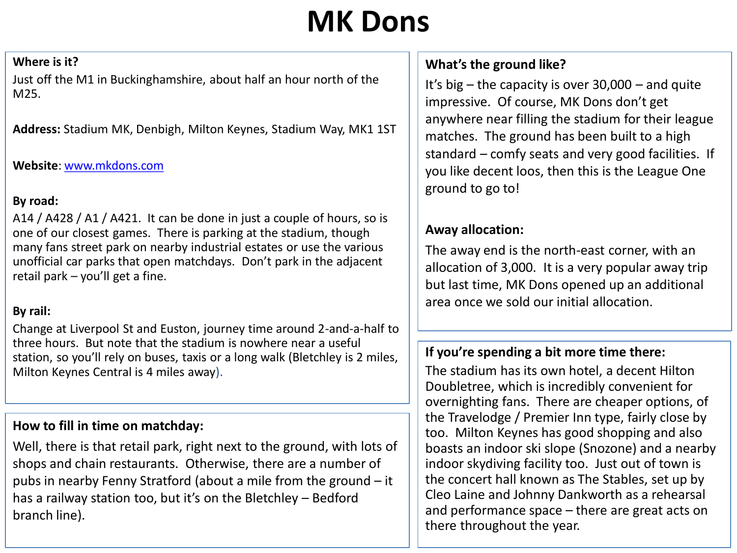# MK Dons

**Where is it?**

Just off the M1 in Buckinghamshire, about half an hour north of the M25.

**Address:** Stadium MK, Denbigh, Milton Keynes, Stadium Way, MK1 1ST

**Website**: www.mkdons.com

**By road:**

A14 / A428 / A1 / A421. It can be done in just a couple of hours, so is one of our closest games. There is parking at the stadium, though many fans street park on nearby industrial estates or use the various unofficial car parks that open matchdays. Don't park in the adjacent retail park – you'll get a fine.

**By rail:**

Change at Liverpool St and Euston, journey time around 2-and-a-half to three hours. But note that the stadium is nowhere near a useful station, so you'll rely on buses, taxis or a long walk (Bletchley is 2 miles, Milton Keynes Central is 4 miles away).

**How to fill in time on matchday:**

Well, there is that retail park, right next to the ground, with lots of shops and chain restaurants. Otherwise, there are a number of pubs in nearby Fenny Stratford (about a mile from the ground – it has a railway station too, but it's on the Bletchley – Bedford branch line).

**What's the ground like?**

It's big – the capacity is over 30,000 – and quite impressive. Of course, MK Dons don't get anywhere near filling the stadium for their league matches. The ground has been built to a high standard – comfy seats and very good facilities. If you like decent loos, then this is the League One ground to go to!

**Away allocation:**

The away end is the north-east corner, with an allocation of 3,000. It is a very popular away trip but last time, MK Dons opened up an additional area once we sold our initial allocation.

**If you're spending a bit more time there:**

The stadium has its own hotel, a decent Hilton Doubletree, which is incredibly convenient for overnighting fans. There are cheaper options, of the Travelodge / Premier Inn type, fairly close by too. Milton Keynes has good shopping and also boasts an indoor ski slope (Snozone) and a nearby indoor skydiving facility too. Just out of town is the concert hall known as The Stables, set up by Cleo Laine and Johnny Dankworth as a rehearsal and performance space – there are great acts on there throughout the year.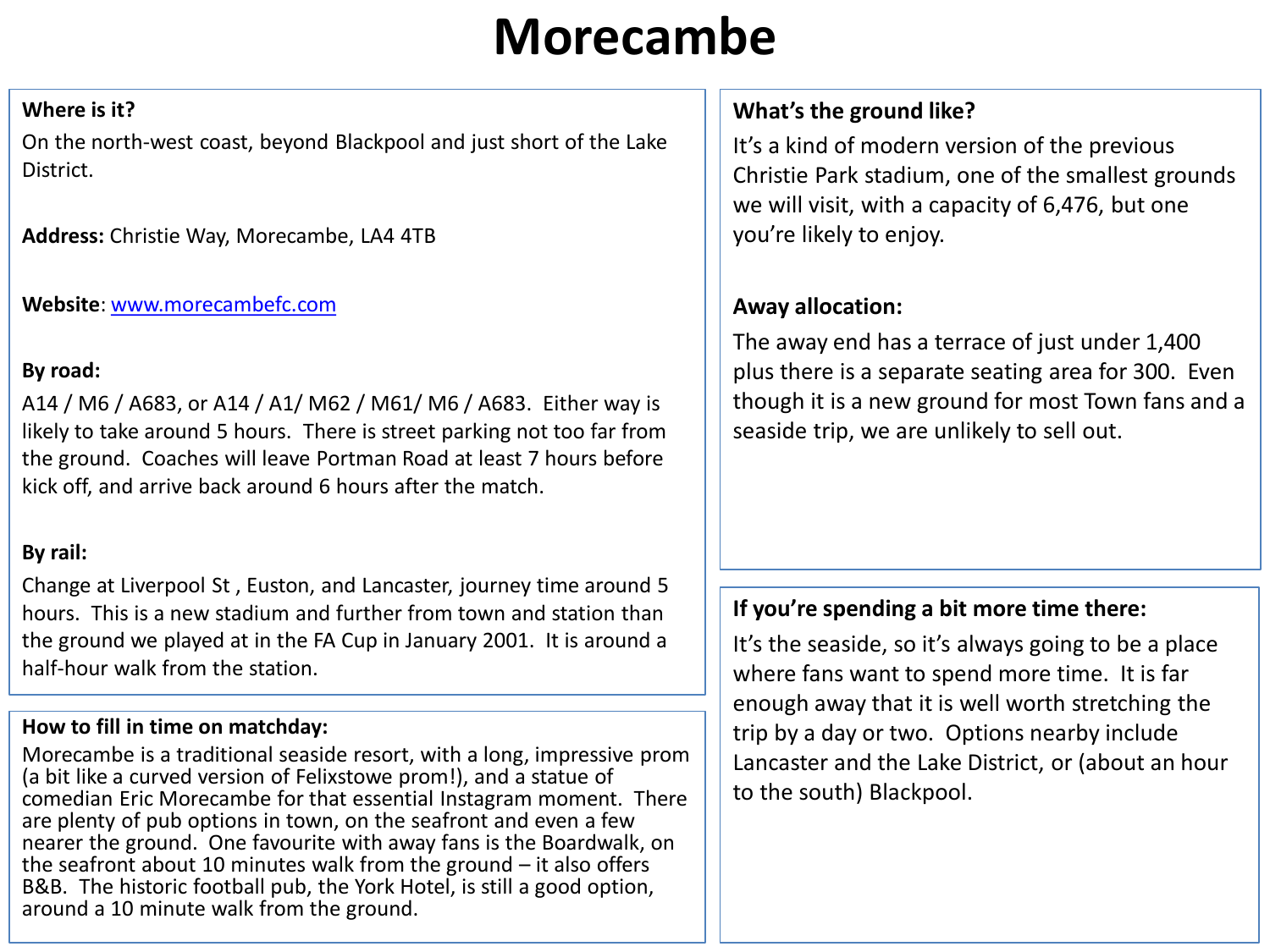# Morecambe

**Where is it?**

On the north-west coast, beyond Blackpool and just short of the Lake District.

**Address:** Christie Way, Morecambe, LA4 4TB

**Website**: [www.morecambefc.com](http://www.morecambefc.com)

**By road:**

A14 / M6 / A683, or A14 / A1/ M62 / M61/ M6 / A683. Either way is likely to take around 5 hours. There is street parking not too far from the ground. Coaches will leave Portman Road at least 7 hours before kick off, and arrive back around 6 hours after the match.

**By rail:**

Change at Liverpool St , Euston, and Lancaster, journey time around 5 hours. This is a new stadium and further from town and station than the ground we played at in the FA Cup in January 2001. It is around a half-hour walk from the station.

**How to fill in time on matchday:**

Morecambe is a traditional seaside resort, with a long, impressive prom (a bit like a curved version of Felixstowe prom!), and a statue of comedian Eric Morecambe for that essential Instagram moment. There are plenty of pub options in town, on the seafront and even a few nearer the ground. One favourite with away fans is the Boardwalk, on the seafront about 10 minutes walk from the ground – it also offers B&B. The historic football pub, the York Hotel, is still a good option, around a 10 minute walk from the ground.

**What's the ground like?**

It's a kind of modern version of the previous Christie Park stadium, one of the smallest grounds we will visit, with a capacity of 6,476, but one you're likely to enjoy.

**Away allocation:**

The away end has a terrace of just under 1,400 plus there is a separate seating area for 300. Even though it is a new ground for most Town fans and a seaside trip, we are unlikely to sell out.

**If you're spending a bit more time there:**

It's the seaside, so it's always going to be a place where fans want to spend more time. It is far enough away that it is well worth stretching the trip by a day or two. Options nearby include Lancaster and the Lake District, or (about an hour to the south) Blackpool.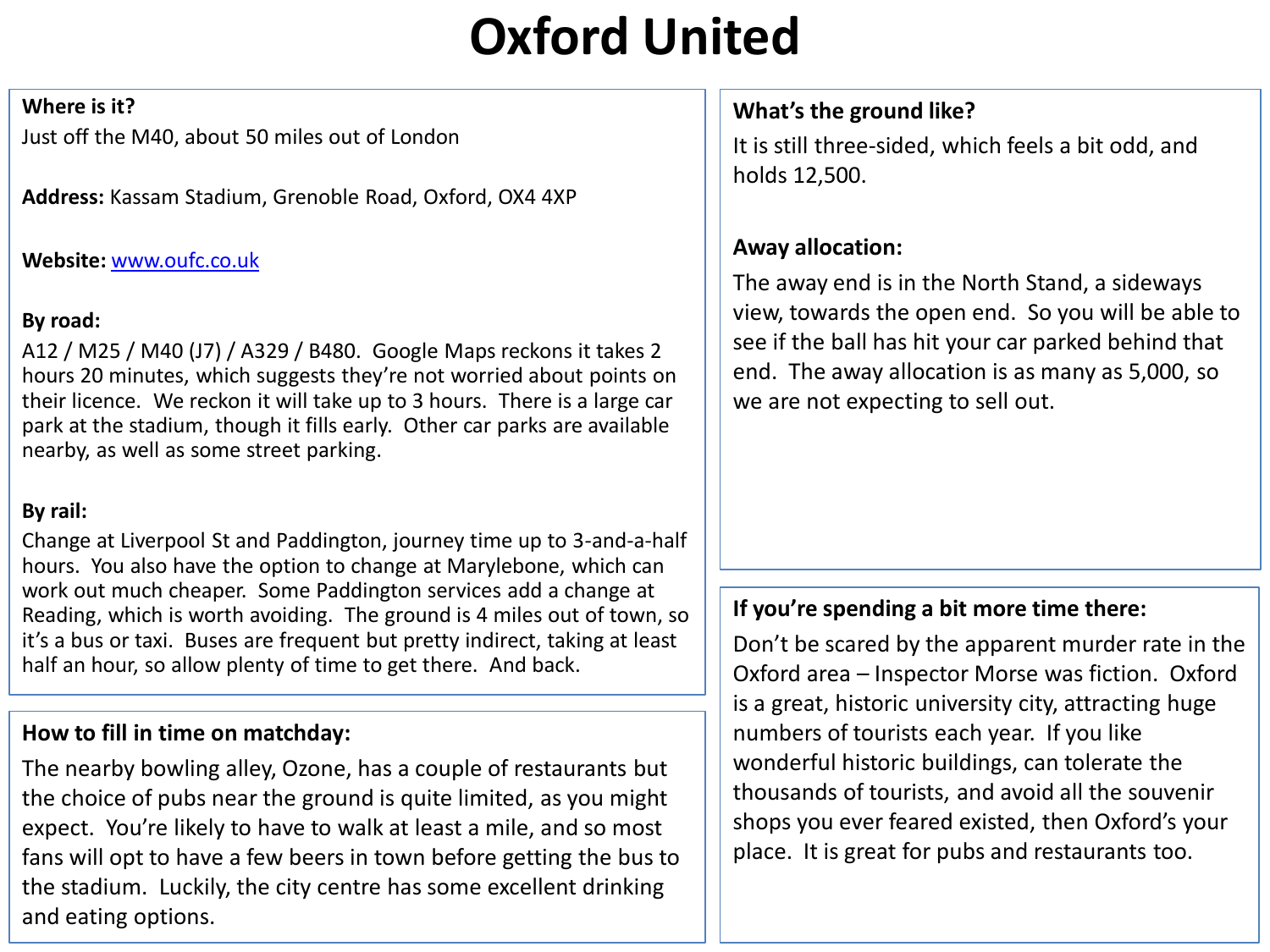# Oxford United

**Where is it?**

Just off the M40, about 50 miles out of London

**Address:** Kassam Stadium, Grenoble Road, Oxford, OX4 4XP

**Website:** www.oufc.co.uk

**By road:**

A12 / M25 / M40 (J7) / A329 / B480. Google Maps reckons it takes 2 hours 20 minutes, which suggests they're not worried about points on their licence. We reckon it will take up to 3 hours. There is a large car park at the stadium, though it fills early. Other car parks are available nearby, as well as some street parking.

**By rail:**

Change at Liverpool St and Paddington, journey time up to 3-and-a-half hours. You also have the option to change at Marylebone, which can work out much cheaper. Some Paddington services add a change at Reading, which is worth avoiding. The ground is 4 miles out of town, so it's a bus or taxi. Buses are frequent but pretty indirect, taking at least half an hour, so allow plenty of time to get there. And back.

**How to fill in time on matchday:**

The nearby bowling alley, Ozone, has a couple of restaurants but the choice of pubs near the ground is quite limited, as you might expect. You're likely to have to walk at least a mile, and so most fans will opt to have a few beers in town before getting the bus to the stadium. Luckily, the city centre has some excellent drinking and eating options.

**What's the ground like?**

It is still three-sided, which feels a bit odd, and holds 12,500.

**Away allocation:**

The away end is in the North Stand, a sideways view, towards the open end. So you will be able to see if the ball has hit your car parked behind that end. The away allocation is as many as 5,000, so we are not expecting to sell out.

**If you're spending a bit more time there:**

Don't be scared by the apparent murder rate in the Oxford area – Inspector Morse was fiction. Oxford is a great, historic university city, attracting huge numbers of tourists each year. If you like wonderful historic buildings, can tolerate the thousands of tourists, and avoid all the souvenir shops you ever feared existed, then Oxford's your place. It is great for pubs and restaurants too.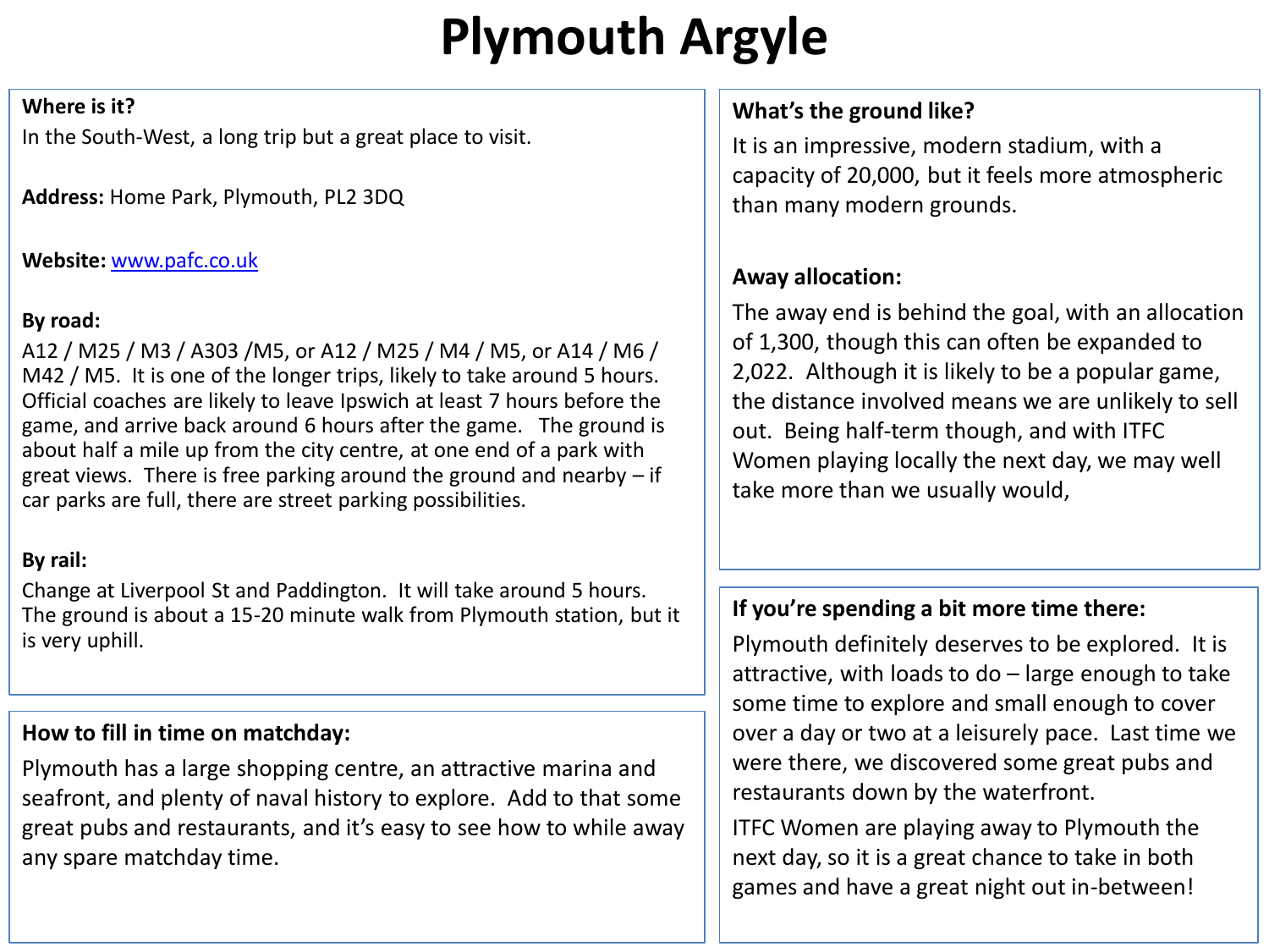# Plymouth Argyle

**Where is it?**

In the South-West, a long trip but a great place to visit.

**Address:** Home Park, Plymouth, PL2 3DQ

**Website:** [www.pafc.co.uk](http://www.pafc.co.uk)

**By road:**

A12 / M25 / M3 / A303 /M5, or A12 / M25 / M4 / M5, or A14 / M6 / M42 / M5. It is one of the longer trips, likely to take around 5 hours. Official coaches are likely to leave Ipswich at least 7 hours before the game, and arrive back around 6 hours after the game. The ground is about half a mile up from the city centre, at one end of a park with great views. There is free parking around the ground and nearby – if car parks are full, there are street parking possibilities.

**By rail:**

Change at Liverpool St and Paddington. It will take around 5 hours. The ground is about a 15-20 minute walk from Plymouth station, but it is very uphill.

**How to fill in time on matchday:**

Plymouth has a large shopping centre, an attractive marina and seafront, and plenty of naval history to explore. Add to that some great pubs and restaurants, and it's easy to see how to while away any spare matchday time.

**What's the ground like?**

It is an impressive, modern stadium, with a capacity of 20,000, but it feels more atmospheric than many modern grounds.

**Away allocation:**

The away end is behind the goal, with an allocation of 1,300, though this can often be expanded to 2,022. Although it is likely to be a popular game, the distance involved means we are unlikely to sell out. Being half-term though, and with ITFC Women playing locally the next day, we may well take more than we usually would,

**If you're spending a bit more time there:**

Plymouth definitely deserves to be explored. It is attractive, with loads to do – large enough to take some time to explore and small enough to cover over a day or two at a leisurely pace. Last time we were there, we discovered some great pubs and restaurants down by the waterfront.

ITFC Women are playing away to Plymouth the next day, so it is a great chance to take in both games and have a great night out in-between!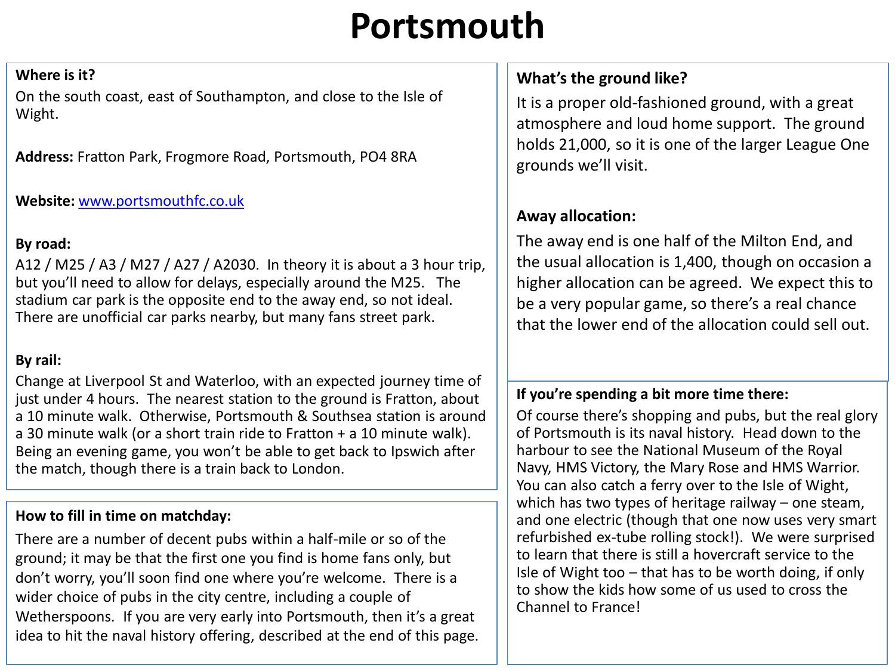# Portsmouth

**Where is it?**

On the south coast, east of Southampton, and close to the Isle of Wight.

**Address:** Fratton Park, Frogmore Road, Portsmouth, PO4 8RA

**Website:** [www.portsmouthfc.co.uk](http://www.portsmouthfc.co.uk)

**By road:**

A12 / M25 / A3 / M27 / A27 / A2030. In theory it is about a 3 hour trip, but you'll need to allow for delays, especially around the M25. The stadium car park is the opposite end to the away end, so not ideal. There are unofficial car parks nearby, but many fans street park.

**By rail:**

Change at Liverpool St and Waterloo, with an expected journey time of just under 4 hours. The nearest station to the ground is Fratton, about a 10 minute walk. Otherwise, Portsmouth & Southsea station is around a 30 minute walk (or a short train ride to Fratton + a 10 minute walk). Being an evening game, you won't be able to get back to Ipswich after the match, though there is a train back to London.

**How to fill in time on matchday:**

There are a number of decent pubs within a half-mile or so of the ground; it may be that the first one you find is home fans only, but don't worry, you'll soon find one where you're welcome. There is a wider choice of pubs in the city centre, including a couple of Wetherspoons. If you are very early into Portsmouth, then it's a great idea to hit the naval history offering, described at the end of this page.

**What's the ground like?**

It is a proper old-fashioned ground, with a great atmosphere and loud home support. The ground holds 21,000, so it is one of the larger League One grounds we'll visit.

**Away allocation:**

The away end is one half of the Milton End, and the usual allocation is 1,400, though on occasion a higher allocation can be agreed. We expect this to be a very popular game, so there's a real chance that the lower end of the allocation could sell out.

**If you're spending a bit more time there:**

Of course there's shopping and pubs, but the real glory of Portsmouth is its naval history. Head down to the harbour to see the National Museum of the Royal Navy, HMS Victory, the Mary Rose and HMS Warrior. You can also catch a ferry over to the Isle of Wight, which has two types of heritage railway – one steam, and one electric (though that one now uses very smart refurbished ex-tube rolling stock!). We were surprised to learn that there is still a hovercraft service to the Isle of Wight too – that has to be worth doing, if only to show the kids how some of us used to cross the Channel to France!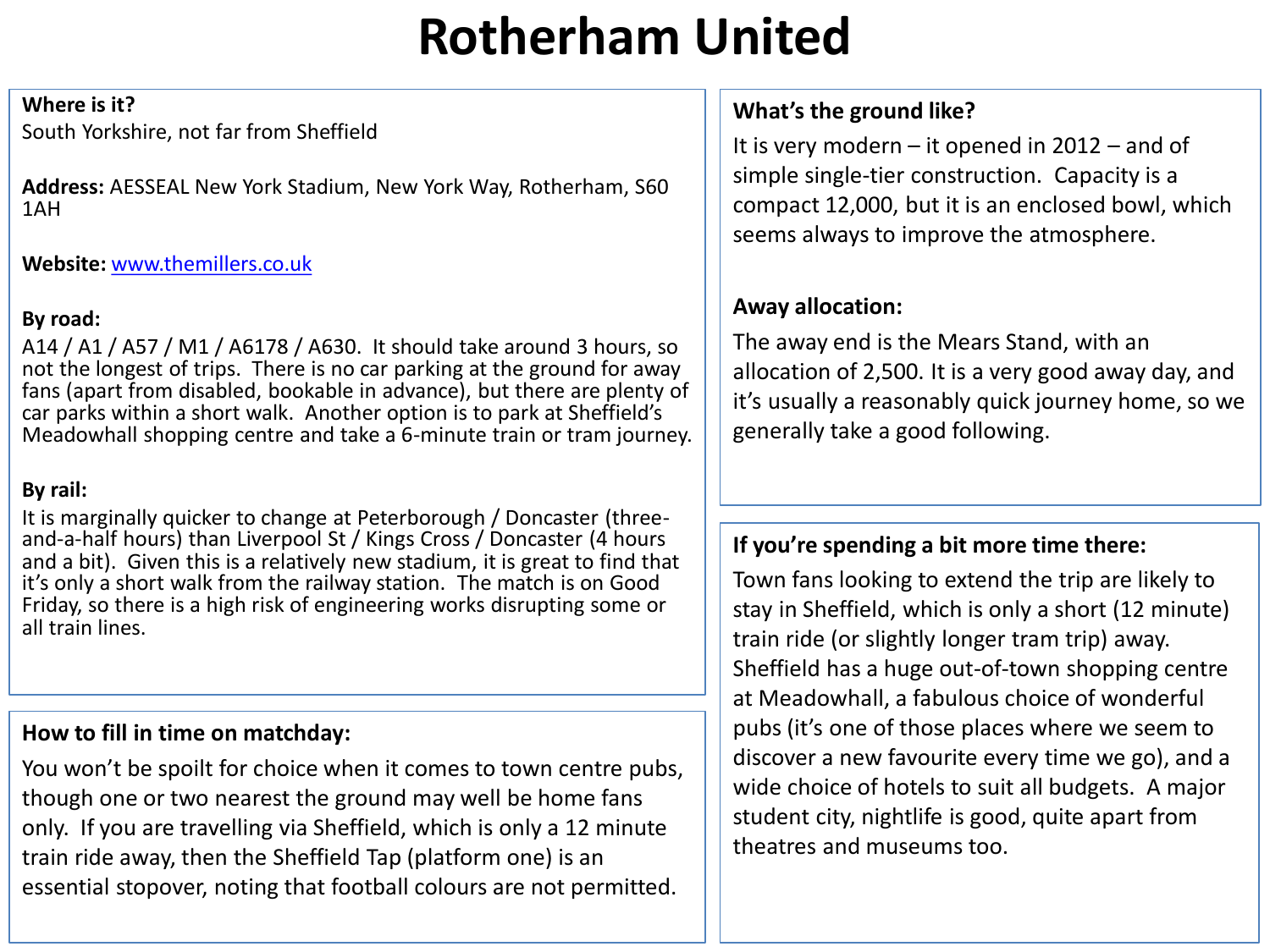# Rotherham United

**Where is it?**
South Yorkshire, not far from Sheffield

**Address:** AESSEAL New York Stadium, New York Way, Rotherham, S60 1AH

**Website:** www.themillers.co.uk

**By road:**
A14 / A1 / A57 / M1 / A6178 / A630. It should take around 3 hours, so not the longest of trips. There is no car parking at the ground for away fans (apart from disabled, bookable in advance), but there are plenty of car parks within a short walk. Another option is to park at Sheffield's Meadowhall shopping centre and take a 6-minute train or tram journey.

**By rail:**
It is marginally quicker to change at Peterborough / Doncaster (three-and-a-half hours) than Liverpool St / Kings Cross / Doncaster (4 hours and a bit). Given this is a relatively new stadium, it is great to find that it's only a short walk from the railway station. The match is on Good Friday, so there is a high risk of engineering works disrupting some or all train lines.

**How to fill in time on matchday:**
You won't be spoilt for choice when it comes to town centre pubs, though one or two nearest the ground may well be home fans only. If you are travelling via Sheffield, which is only a 12 minute train ride away, then the Sheffield Tap (platform one) is an essential stopover, noting that football colours are not permitted.

**What's the ground like?**
It is very modern – it opened in 2012 – and of simple single-tier construction. Capacity is a compact 12,000, but it is an enclosed bowl, which seems always to improve the atmosphere.

**Away allocation:**
The away end is the Mears Stand, with an allocation of 2,500. It is a very good away day, and it's usually a reasonably quick journey home, so we generally take a good following.

**If you're spending a bit more time there:**
Town fans looking to extend the trip are likely to stay in Sheffield, which is only a short (12 minute) train ride (or slightly longer tram trip) away. Sheffield has a huge out-of-town shopping centre at Meadowhall, a fabulous choice of wonderful pubs (it's one of those places where we seem to discover a new favourite every time we go), and a wide choice of hotels to suit all budgets. A major student city, nightlife is good, quite apart from theatres and museums too.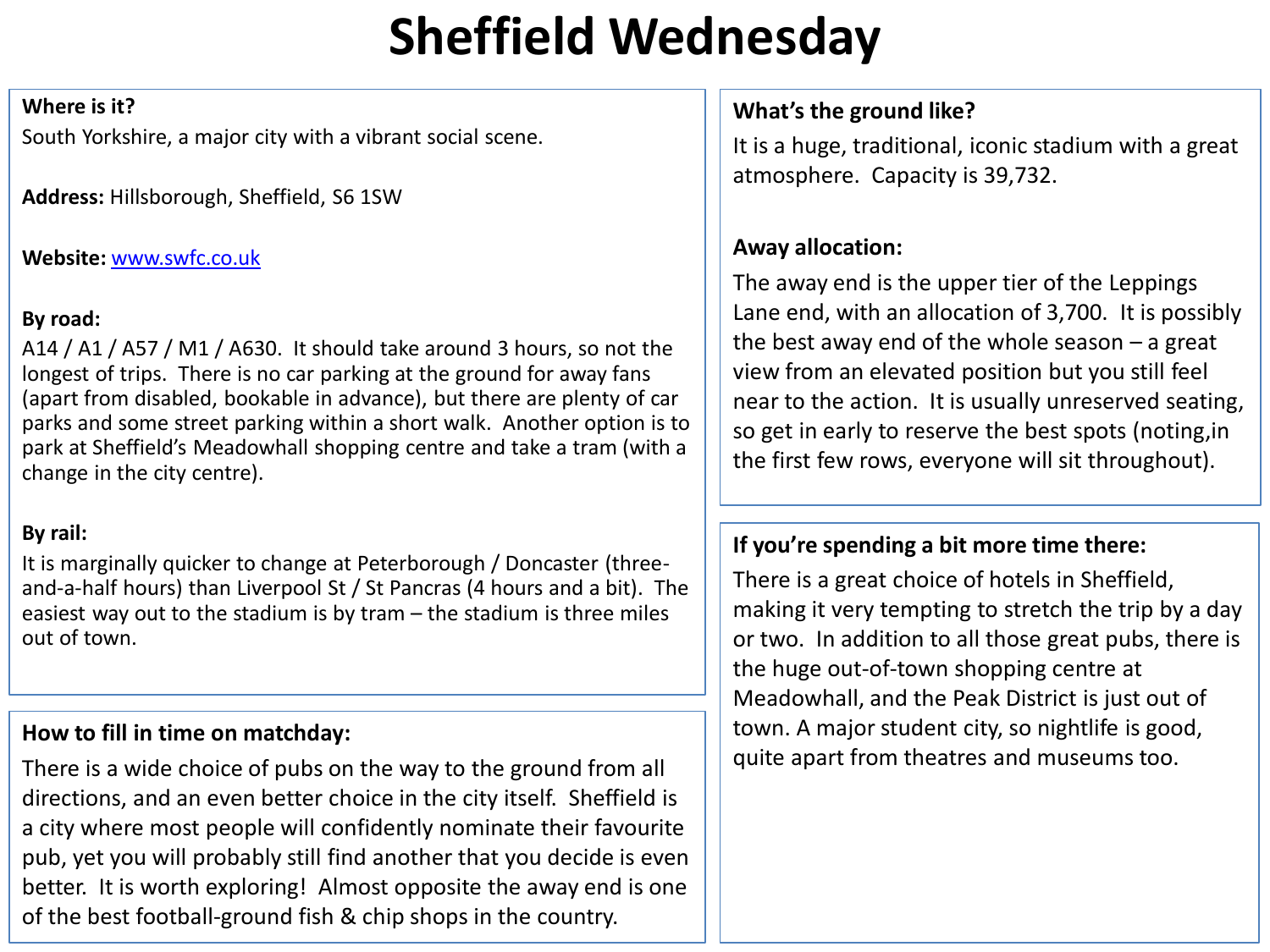# Sheffield Wednesday

**Where is it?**

South Yorkshire, a major city with a vibrant social scene.

**Address:** Hillsborough, Sheffield, S6 1SW

**Website:** [www.swfc.co.uk](http://www.swfc.co.uk)

**By road:**

A14 / A1 / A57 / M1 / A630. It should take around 3 hours, so not the longest of trips. There is no car parking at the ground for away fans (apart from disabled, bookable in advance), but there are plenty of car parks and some street parking within a short walk. Another option is to park at Sheffield's Meadowhall shopping centre and take a tram (with a change in the city centre).

**By rail:**

It is marginally quicker to change at Peterborough / Doncaster (three-and-a-half hours) than Liverpool St / St Pancras (4 hours and a bit). The easiest way out to the stadium is by tram – the stadium is three miles out of town.

**How to fill in time on matchday:**

There is a wide choice of pubs on the way to the ground from all directions, and an even better choice in the city itself. Sheffield is a city where most people will confidently nominate their favourite pub, yet you will probably still find another that you decide is even better. It is worth exploring! Almost opposite the away end is one of the best football-ground fish & chip shops in the country.

**What's the ground like?**

It is a huge, traditional, iconic stadium with a great atmosphere. Capacity is 39,732.

**Away allocation:**

The away end is the upper tier of the Leppings Lane end, with an allocation of 3,700. It is possibly the best away end of the whole season – a great view from an elevated position but you still feel near to the action. It is usually unreserved seating, so get in early to reserve the best spots (noting,in the first few rows, everyone will sit throughout).

**If you're spending a bit more time there:**

There is a great choice of hotels in Sheffield, making it very tempting to stretch the trip by a day or two. In addition to all those great pubs, there is the huge out-of-town shopping centre at Meadowhall, and the Peak District is just out of town. A major student city, so nightlife is good, quite apart from theatres and museums too.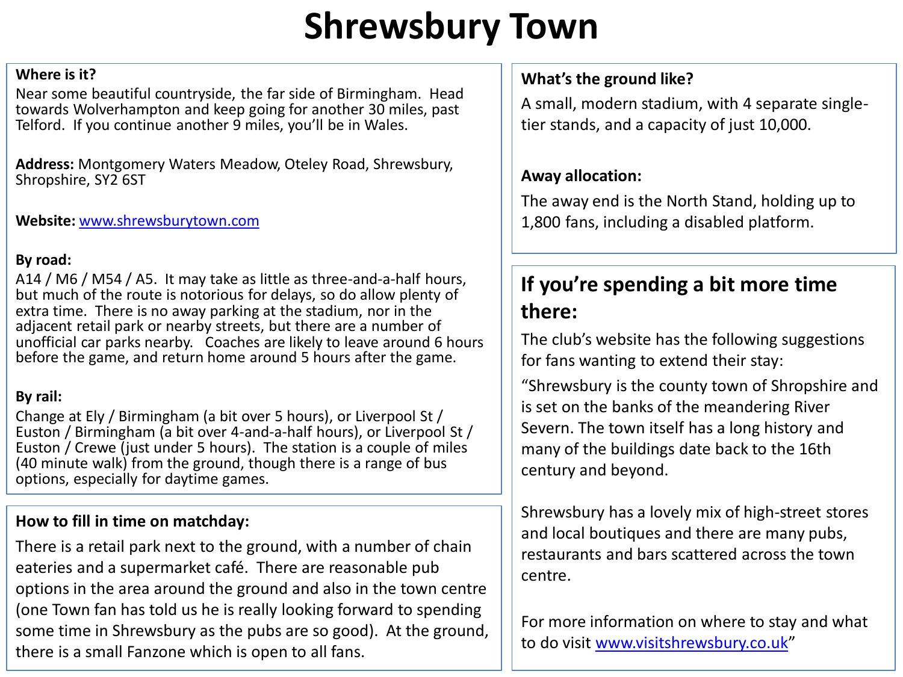# Shrewsbury Town

**Where is it?**

Near some beautiful countryside, the far side of Birmingham. Head towards Wolverhampton and keep going for another 30 miles, past Telford. If you continue another 9 miles, you'll be in Wales.

**Address:** Montgomery Waters Meadow, Oteley Road, Shrewsbury, Shropshire, SY2 6ST

**Website:** [www.shrewsburytown.com](http://www.shrewsburytown.com)

**By road:**

A14 / M6 / M54 / A5. It may take as little as three-and-a-half hours, but much of the route is notorious for delays, so do allow plenty of extra time. There is no away parking at the stadium, nor in the adjacent retail park or nearby streets, but there are a number of unofficial car parks nearby. Coaches are likely to leave around 6 hours before the game, and return home around 5 hours after the game.

**By rail:**

Change at Ely / Birmingham (a bit over 5 hours), or Liverpool St / Euston / Birmingham (a bit over 4-and-a-half hours), or Liverpool St / Euston / Crewe (just under 5 hours). The station is a couple of miles (40 minute walk) from the ground, though there is a range of bus options, especially for daytime games.

**How to fill in time on matchday:**

There is a retail park next to the ground, with a number of chain eateries and a supermarket café. There are reasonable pub options in the area around the ground and also in the town centre (one Town fan has told us he is really looking forward to spending some time in Shrewsbury as the pubs are so good). At the ground, there is a small Fanzone which is open to all fans.

**What's the ground like?**

A small, modern stadium, with 4 separate single-tier stands, and a capacity of just 10,000.

**Away allocation:**

The away end is the North Stand, holding up to 1,800 fans, including a disabled platform.

## If you're spending a bit more time there:

The club's website has the following suggestions for fans wanting to extend their stay:

"Shrewsbury is the county town of Shropshire and is set on the banks of the meandering River Severn. The town itself has a long history and many of the buildings date back to the 16th century and beyond.

Shrewsbury has a lovely mix of high-street stores and local boutiques and there are many pubs, restaurants and bars scattered across the town centre.

For more information on where to stay and what to do visit [www.visitshrewsbury.co.uk](http://www.visitshrewsbury.co.uk)"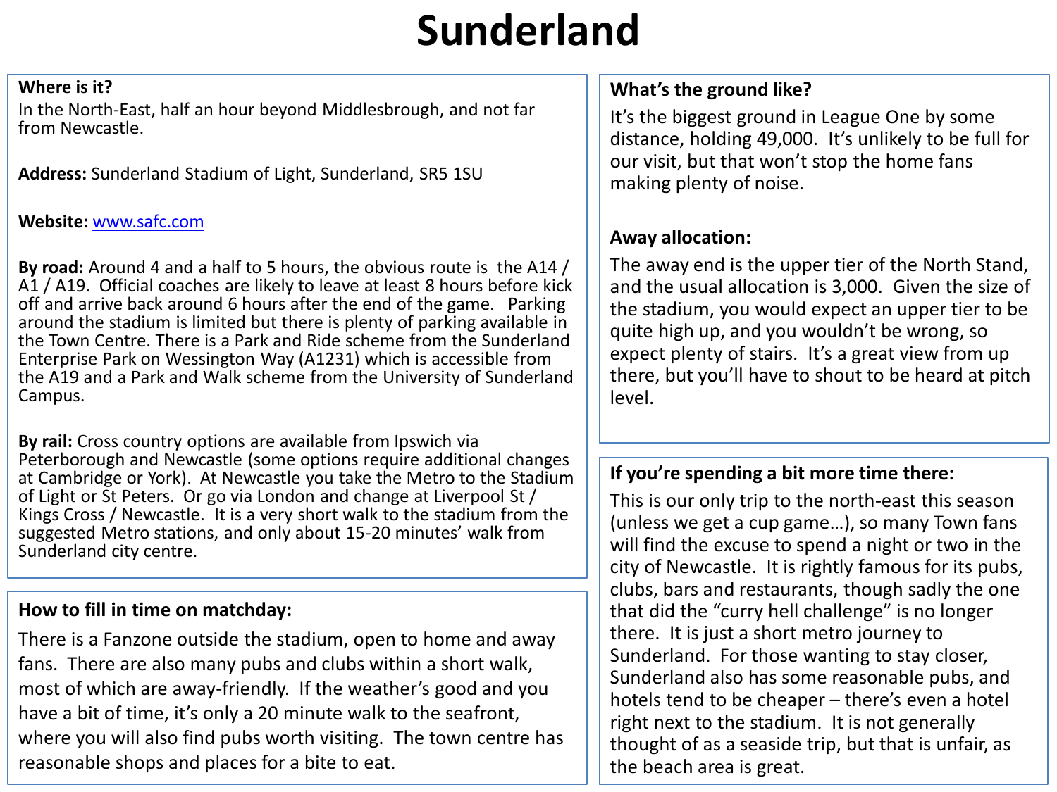# Sunderland

**Where is it?**

In the North-East, half an hour beyond Middlesbrough, and not far from Newcastle.

**Address:** Sunderland Stadium of Light, Sunderland, SR5 1SU

**Website:** www.safc.com

**By road:** Around 4 and a half to 5 hours, the obvious route is the A14 / A1 / A19. Official coaches are likely to leave at least 8 hours before kick off and arrive back around 6 hours after the end of the game. Parking around the stadium is limited but there is plenty of parking available in the Town Centre. There is a Park and Ride scheme from the Sunderland Enterprise Park on Wessington Way (A1231) which is accessible from the A19 and a Park and Walk scheme from the University of Sunderland Campus.

**By rail:** Cross country options are available from Ipswich via Peterborough and Newcastle (some options require additional changes at Cambridge or York). At Newcastle you take the Metro to the Stadium of Light or St Peters. Or go via London and change at Liverpool St / Kings Cross / Newcastle. It is a very short walk to the stadium from the suggested Metro stations, and only about 15-20 minutes' walk from Sunderland city centre.

**How to fill in time on matchday:**

There is a Fanzone outside the stadium, open to home and away fans. There are also many pubs and clubs within a short walk, most of which are away-friendly. If the weather's good and you have a bit of time, it's only a 20 minute walk to the seafront, where you will also find pubs worth visiting. The town centre has reasonable shops and places for a bite to eat.

**What's the ground like?**

It's the biggest ground in League One by some distance, holding 49,000. It's unlikely to be full for our visit, but that won't stop the home fans making plenty of noise.

**Away allocation:**

The away end is the upper tier of the North Stand, and the usual allocation is 3,000. Given the size of the stadium, you would expect an upper tier to be quite high up, and you wouldn't be wrong, so expect plenty of stairs. It's a great view from up there, but you'll have to shout to be heard at pitch level.

**If you're spending a bit more time there:**

This is our only trip to the north-east this season (unless we get a cup game…), so many Town fans will find the excuse to spend a night or two in the city of Newcastle. It is rightly famous for its pubs, clubs, bars and restaurants, though sadly the one that did the "curry hell challenge" is no longer there. It is just a short metro journey to Sunderland. For those wanting to stay closer, Sunderland also has some reasonable pubs, and hotels tend to be cheaper – there's even a hotel right next to the stadium. It is not generally thought of as a seaside trip, but that is unfair, as the beach area is great.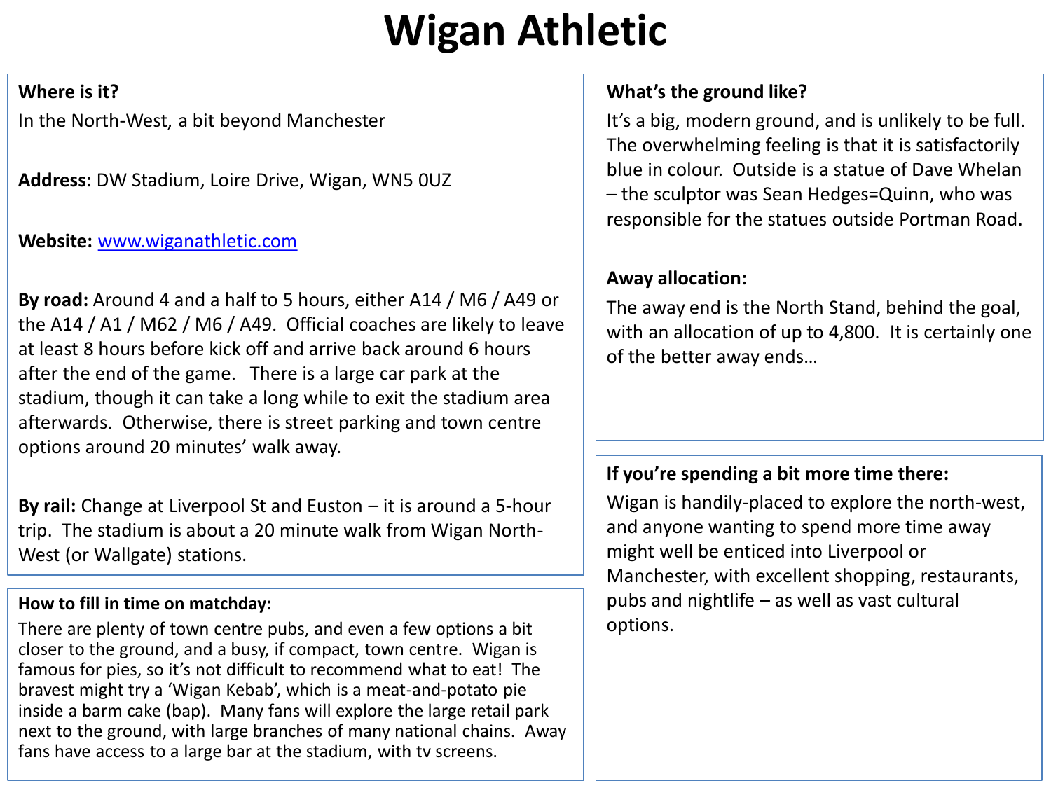# Wigan Athletic

**Where is it?**

In the North-West, a bit beyond Manchester

**Address:** DW Stadium, Loire Drive, Wigan, WN5 0UZ

**Website:** www.wiganathletic.com

**By road:** Around 4 and a half to 5 hours, either A14 / M6 / A49 or the A14 / A1 / M62 / M6 / A49. Official coaches are likely to leave at least 8 hours before kick off and arrive back around 6 hours after the end of the game. There is a large car park at the stadium, though it can take a long while to exit the stadium area afterwards. Otherwise, there is street parking and town centre options around 20 minutes' walk away.

**By rail:** Change at Liverpool St and Euston – it is around a 5-hour trip. The stadium is about a 20 minute walk from Wigan North-West (or Wallgate) stations.

**How to fill in time on matchday:**

There are plenty of town centre pubs, and even a few options a bit closer to the ground, and a busy, if compact, town centre. Wigan is famous for pies, so it's not difficult to recommend what to eat! The bravest might try a 'Wigan Kebab', which is a meat-and-potato pie inside a barm cake (bap). Many fans will explore the large retail park next to the ground, with large branches of many national chains. Away fans have access to a large bar at the stadium, with tv screens.

**What's the ground like?**

It's a big, modern ground, and is unlikely to be full. The overwhelming feeling is that it is satisfactorily blue in colour. Outside is a statue of Dave Whelan – the sculptor was Sean Hedges=Quinn, who was responsible for the statues outside Portman Road.

**Away allocation:**

The away end is the North Stand, behind the goal, with an allocation of up to 4,800. It is certainly one of the better away ends…

**If you're spending a bit more time there:**

Wigan is handily-placed to explore the north-west, and anyone wanting to spend more time away might well be enticed into Liverpool or Manchester, with excellent shopping, restaurants, pubs and nightlife – as well as vast cultural options.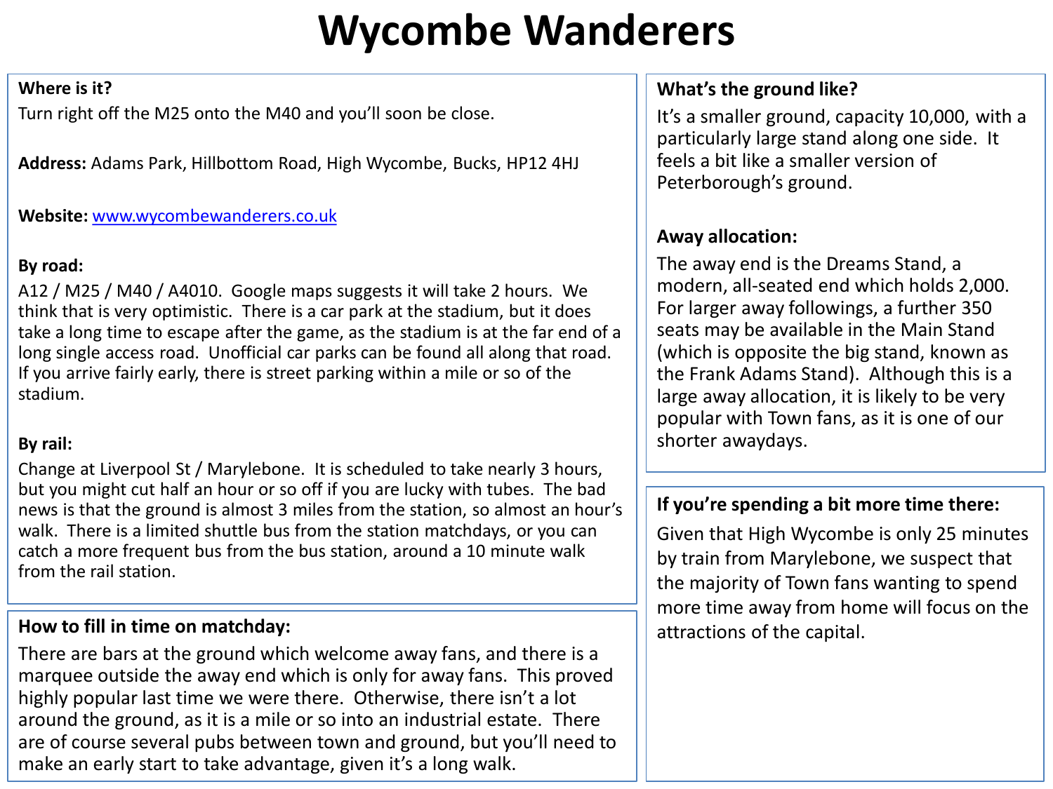# Wycombe Wanderers

**Where is it?**

Turn right off the M25 onto the M40 and you'll soon be close.

**Address:** Adams Park, Hillbottom Road, High Wycombe, Bucks, HP12 4HJ

**Website:** www.wycombewanderers.co.uk

**By road:**

A12 / M25 / M40 / A4010. Google maps suggests it will take 2 hours. We think that is very optimistic. There is a car park at the stadium, but it does take a long time to escape after the game, as the stadium is at the far end of a long single access road. Unofficial car parks can be found all along that road. If you arrive fairly early, there is street parking within a mile or so of the stadium.

**By rail:**

Change at Liverpool St / Marylebone. It is scheduled to take nearly 3 hours, but you might cut half an hour or so off if you are lucky with tubes. The bad news is that the ground is almost 3 miles from the station, so almost an hour's walk. There is a limited shuttle bus from the station matchdays, or you can catch a more frequent bus from the bus station, around a 10 minute walk from the rail station.

**How to fill in time on matchday:**

There are bars at the ground which welcome away fans, and there is a marquee outside the away end which is only for away fans. This proved highly popular last time we were there. Otherwise, there isn't a lot around the ground, as it is a mile or so into an industrial estate. There are of course several pubs between town and ground, but you'll need to make an early start to take advantage, given it's a long walk.

**What's the ground like?**

It's a smaller ground, capacity 10,000, with a particularly large stand along one side. It feels a bit like a smaller version of Peterborough's ground.

**Away allocation:**

The away end is the Dreams Stand, a modern, all-seated end which holds 2,000. For larger away followings, a further 350 seats may be available in the Main Stand (which is opposite the big stand, known as the Frank Adams Stand). Although this is a large away allocation, it is likely to be very popular with Town fans, as it is one of our shorter awaydays.

**If you're spending a bit more time there:**

Given that High Wycombe is only 25 minutes by train from Marylebone, we suspect that the majority of Town fans wanting to spend more time away from home will focus on the attractions of the capital.